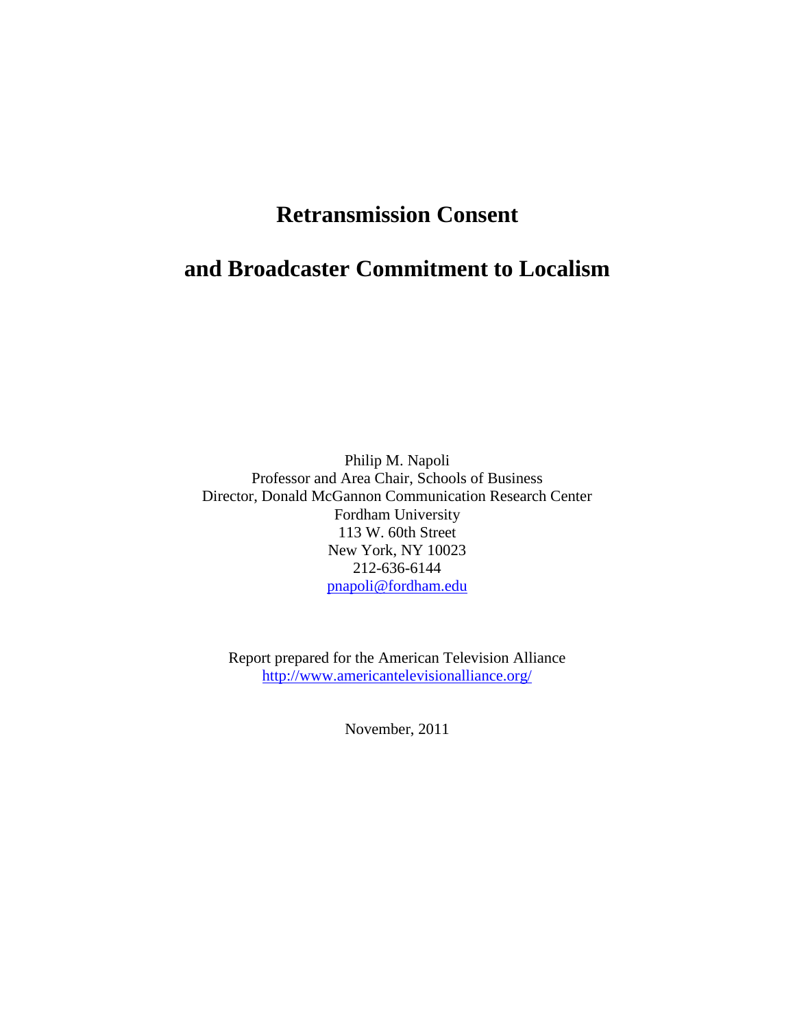# Retransmission Consent

# and Broadcaster Commitment to Localism

Philip M. Napoli
Professor and Area Chair, Schools of Business
Director, Donald McGannon Communication Research Center
Fordham University
113 W. 60th Street
New York, NY 10023
212-636-6144
pnapoli@fordham.edu

Report prepared for the American Television Alliance
http://www.americantelevisionalliance.org/

November, 2011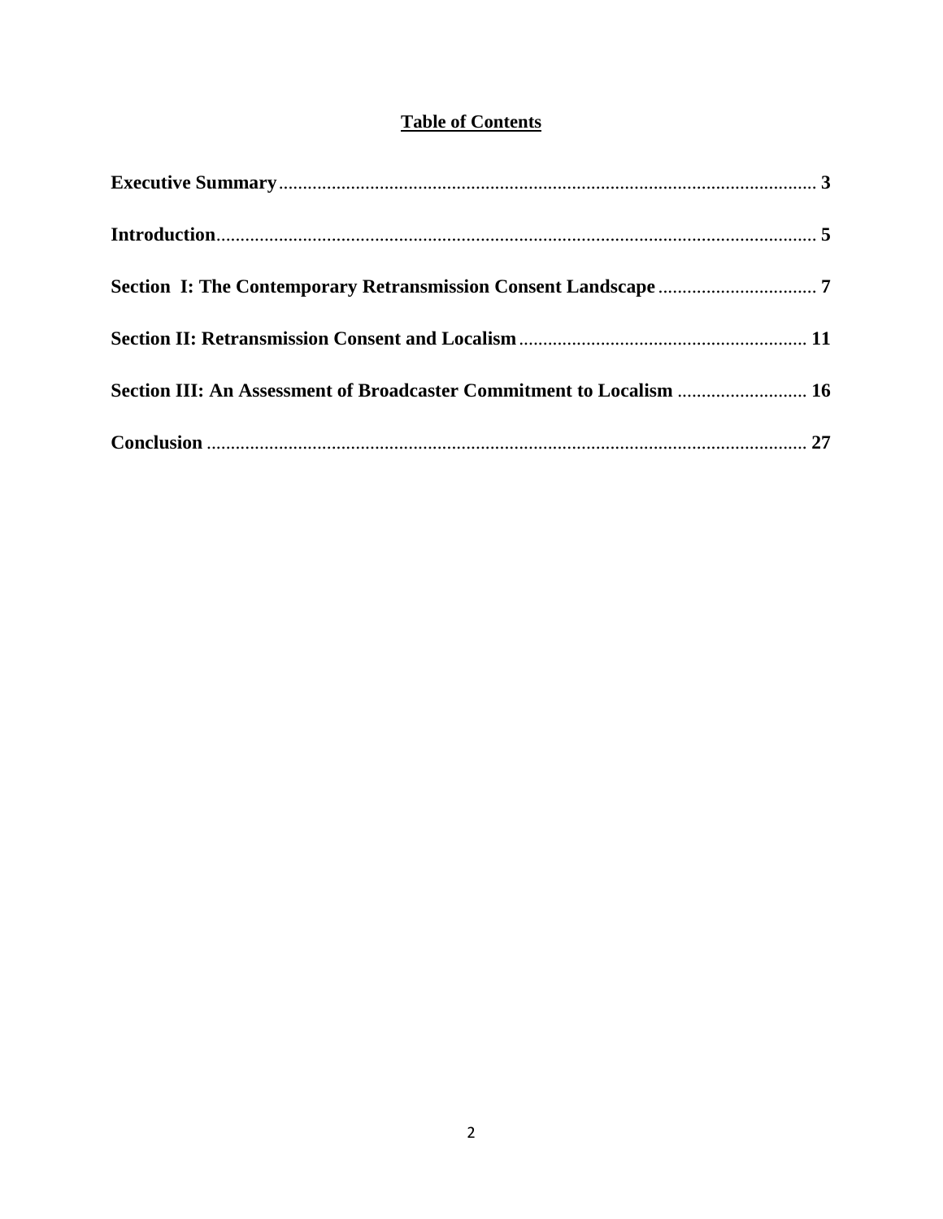## Table of Contents

**Executive Summary** ........................................................................................................ **3**

**Introduction** ................................................................................................................. **5**

**Section I: The Contemporary Retransmission Consent Landscape** ................................. **7**

**Section II: Retransmission Consent and Localism** ......................................................... **11**

**Section III: An Assessment of Broadcaster Commitment to Localism** ........................... **16**

**Conclusion** ................................................................................................................... **27**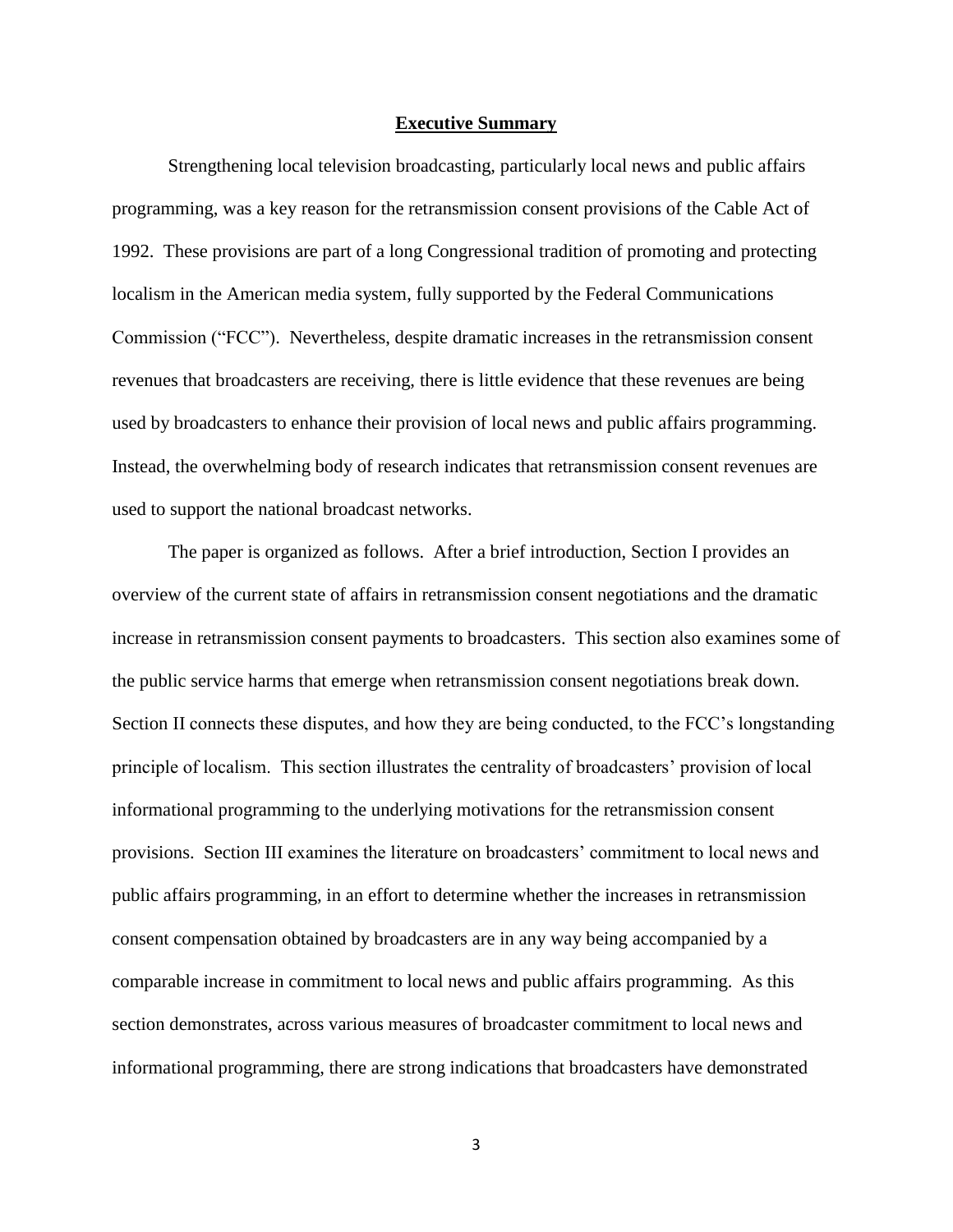## Executive Summary

Strengthening local television broadcasting, particularly local news and public affairs programming, was a key reason for the retransmission consent provisions of the Cable Act of 1992. These provisions are part of a long Congressional tradition of promoting and protecting localism in the American media system, fully supported by the Federal Communications Commission ("FCC"). Nevertheless, despite dramatic increases in the retransmission consent revenues that broadcasters are receiving, there is little evidence that these revenues are being used by broadcasters to enhance their provision of local news and public affairs programming. Instead, the overwhelming body of research indicates that retransmission consent revenues are used to support the national broadcast networks.

The paper is organized as follows. After a brief introduction, Section I provides an overview of the current state of affairs in retransmission consent negotiations and the dramatic increase in retransmission consent payments to broadcasters. This section also examines some of the public service harms that emerge when retransmission consent negotiations break down. Section II connects these disputes, and how they are being conducted, to the FCC's longstanding principle of localism. This section illustrates the centrality of broadcasters' provision of local informational programming to the underlying motivations for the retransmission consent provisions. Section III examines the literature on broadcasters' commitment to local news and public affairs programming, in an effort to determine whether the increases in retransmission consent compensation obtained by broadcasters are in any way being accompanied by a comparable increase in commitment to local news and public affairs programming. As this section demonstrates, across various measures of broadcaster commitment to local news and informational programming, there are strong indications that broadcasters have demonstrated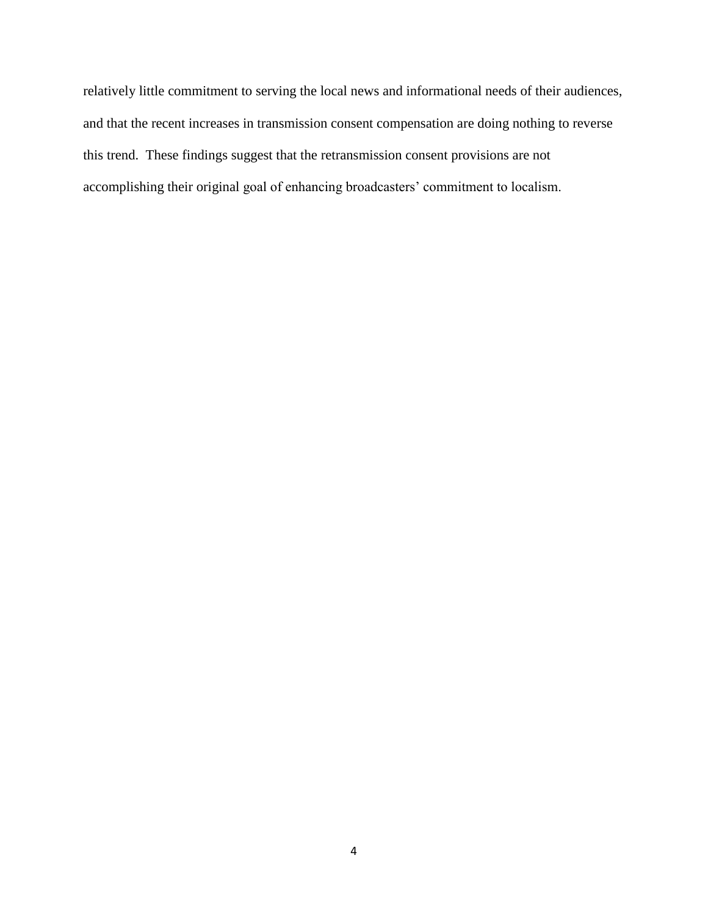relatively little commitment to serving the local news and informational needs of their audiences, and that the recent increases in transmission consent compensation are doing nothing to reverse this trend. These findings suggest that the retransmission consent provisions are not accomplishing their original goal of enhancing broadcasters' commitment to localism.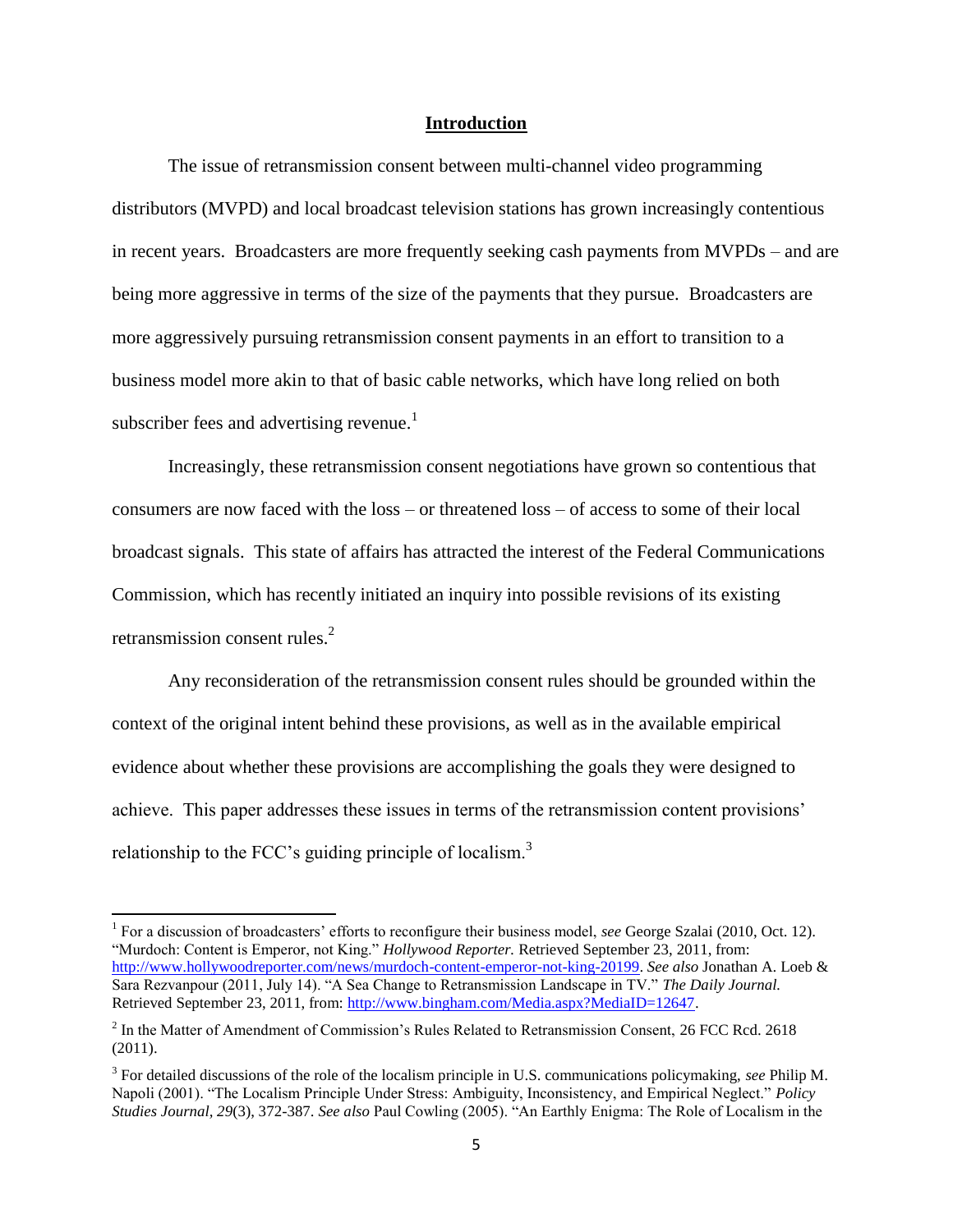## Introduction

The issue of retransmission consent between multi-channel video programming distributors (MVPD) and local broadcast television stations has grown increasingly contentious in recent years. Broadcasters are more frequently seeking cash payments from MVPDs – and are being more aggressive in terms of the size of the payments that they pursue. Broadcasters are more aggressively pursuing retransmission consent payments in an effort to transition to a business model more akin to that of basic cable networks, which have long relied on both subscriber fees and advertising revenue.[1]

Increasingly, these retransmission consent negotiations have grown so contentious that consumers are now faced with the loss – or threatened loss – of access to some of their local broadcast signals. This state of affairs has attracted the interest of the Federal Communications Commission, which has recently initiated an inquiry into possible revisions of its existing retransmission consent rules.[2]

Any reconsideration of the retransmission consent rules should be grounded within the context of the original intent behind these provisions, as well as in the available empirical evidence about whether these provisions are accomplishing the goals they were designed to achieve. This paper addresses these issues in terms of the retransmission content provisions' relationship to the FCC's guiding principle of localism.[3]

---

[1] For a discussion of broadcasters' efforts to reconfigure their business model, *see* George Szalai (2010, Oct. 12). "Murdoch: Content is Emperor, not King." *Hollywood Reporter.* Retrieved September 23, 2011, from: http://www.hollywoodreporter.com/news/murdoch-content-emperor-not-king-20199. *See also* Jonathan A. Loeb & Sara Rezvanpour (2011, July 14). "A Sea Change to Retransmission Landscape in TV." *The Daily Journal.* Retrieved September 23, 2011, from: http://www.bingham.com/Media.aspx?MediaID=12647.

[2] In the Matter of Amendment of Commission's Rules Related to Retransmission Consent, 26 FCC Rcd. 2618 (2011).

[3] For detailed discussions of the role of the localism principle in U.S. communications policymaking, *see* Philip M. Napoli (2001). "The Localism Principle Under Stress: Ambiguity, Inconsistency, and Empirical Neglect." *Policy Studies Journal, 29*(3), 372-387. *See also* Paul Cowling (2005). "An Earthly Enigma: The Role of Localism in the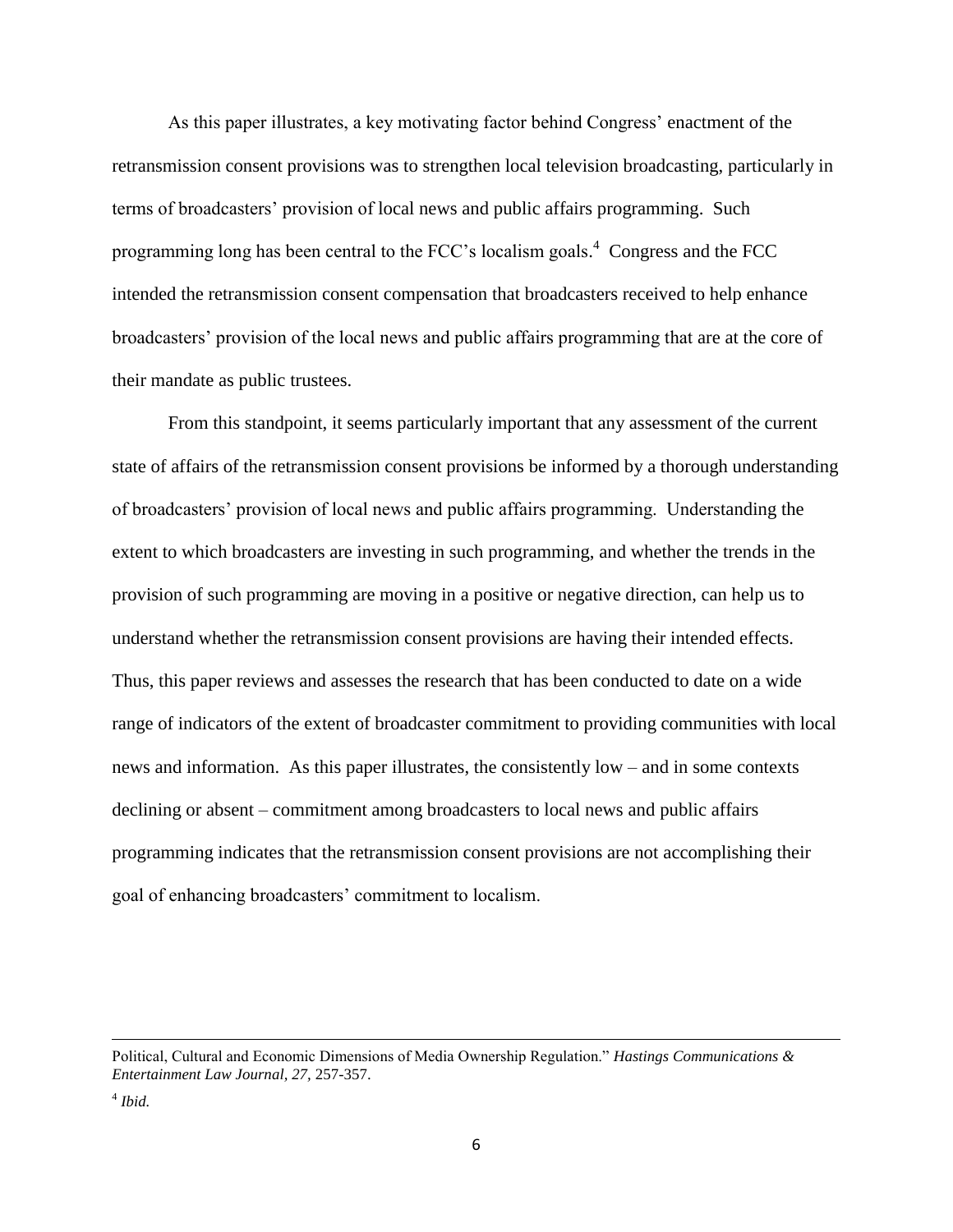As this paper illustrates, a key motivating factor behind Congress' enactment of the retransmission consent provisions was to strengthen local television broadcasting, particularly in terms of broadcasters' provision of local news and public affairs programming. Such programming long has been central to the FCC's localism goals.[4] Congress and the FCC intended the retransmission consent compensation that broadcasters received to help enhance broadcasters' provision of the local news and public affairs programming that are at the core of their mandate as public trustees.

From this standpoint, it seems particularly important that any assessment of the current state of affairs of the retransmission consent provisions be informed by a thorough understanding of broadcasters' provision of local news and public affairs programming. Understanding the extent to which broadcasters are investing in such programming, and whether the trends in the provision of such programming are moving in a positive or negative direction, can help us to understand whether the retransmission consent provisions are having their intended effects. Thus, this paper reviews and assesses the research that has been conducted to date on a wide range of indicators of the extent of broadcaster commitment to providing communities with local news and information. As this paper illustrates, the consistently low – and in some contexts declining or absent – commitment among broadcasters to local news and public affairs programming indicates that the retransmission consent provisions are not accomplishing their goal of enhancing broadcasters' commitment to localism.

---

Political, Cultural and Economic Dimensions of Media Ownership Regulation." *Hastings Communications & Entertainment Law Journal, 27*, 257-357.

[4] *Ibid.*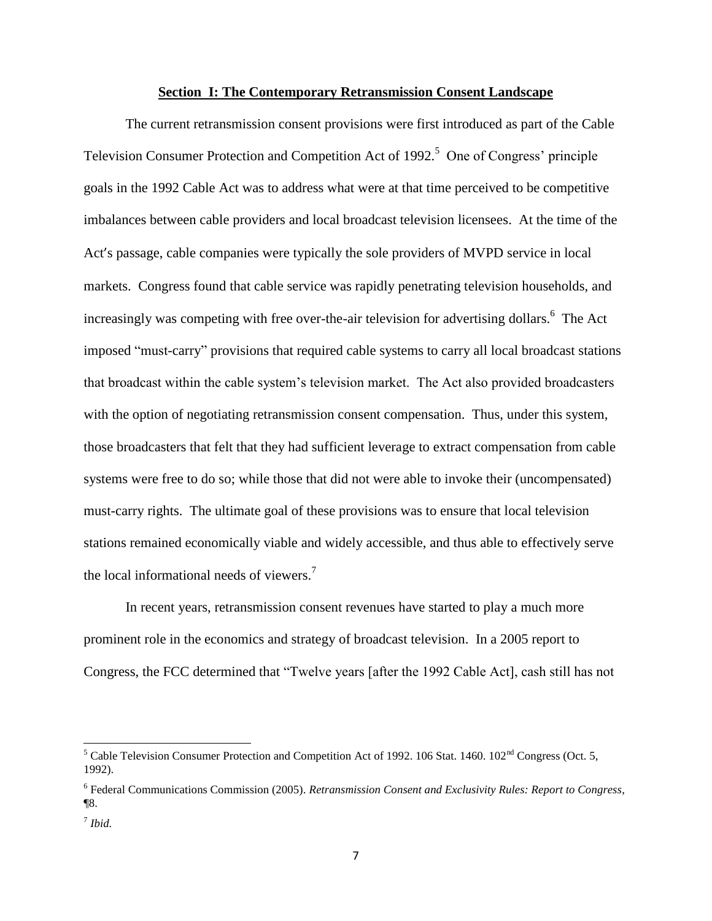## Section I: The Contemporary Retransmission Consent Landscape

The current retransmission consent provisions were first introduced as part of the Cable Television Consumer Protection and Competition Act of 1992.[5] One of Congress' principle goals in the 1992 Cable Act was to address what were at that time perceived to be competitive imbalances between cable providers and local broadcast television licensees. At the time of the Act's passage, cable companies were typically the sole providers of MVPD service in local markets. Congress found that cable service was rapidly penetrating television households, and increasingly was competing with free over-the-air television for advertising dollars.[6] The Act imposed "must-carry" provisions that required cable systems to carry all local broadcast stations that broadcast within the cable system's television market. The Act also provided broadcasters with the option of negotiating retransmission consent compensation. Thus, under this system, those broadcasters that felt that they had sufficient leverage to extract compensation from cable systems were free to do so; while those that did not were able to invoke their (uncompensated) must-carry rights. The ultimate goal of these provisions was to ensure that local television stations remained economically viable and widely accessible, and thus able to effectively serve the local informational needs of viewers.[7]

In recent years, retransmission consent revenues have started to play a much more prominent role in the economics and strategy of broadcast television. In a 2005 report to Congress, the FCC determined that "Twelve years [after the 1992 Cable Act], cash still has not

---

[5] Cable Television Consumer Protection and Competition Act of 1992. 106 Stat. 1460. 102nd Congress (Oct. 5, 1992).

[6] Federal Communications Commission (2005). *Retransmission Consent and Exclusivity Rules: Report to Congress*, ¶8.

[7] *Ibid.*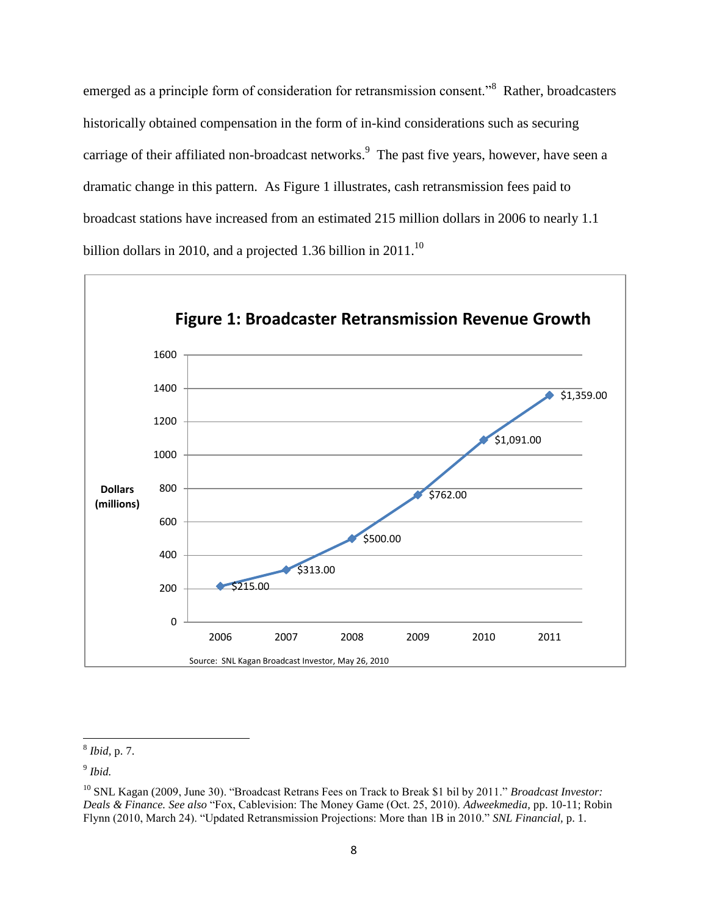emerged as a principle form of consideration for retransmission consent."[8] Rather, broadcasters historically obtained compensation in the form of in-kind considerations such as securing carriage of their affiliated non-broadcast networks.[9] The past five years, however, have seen a dramatic change in this pattern. As Figure 1 illustrates, cash retransmission fees paid to broadcast stations have increased from an estimated 215 million dollars in 2006 to nearly 1.1 billion dollars in 2010, and a projected 1.36 billion in 2011.[10]

**Figure 1: Broadcaster Retransmission Revenue Growth**

| Year | Dollars (millions) |
| --- | --- |
| 2006 | $215.00 |
| 2007 | $313.00 |
| 2008 | $500.00 |
| 2009 | $762.00 |
| 2010 | $1,091.00 |
| 2011 | $1,359.00 |

Source: SNL Kagan Broadcast Investor, May 26, 2010

---

[8] *Ibid*, p. 7.

[9] *Ibid.*

[10] SNL Kagan (2009, June 30). "Broadcast Retrans Fees on Track to Break $1 bil by 2011." *Broadcast Investor: Deals & Finance. See also* "Fox, Cablevision: The Money Game (Oct. 25, 2010). *Adweekmedia,* pp. 10-11; Robin Flynn (2010, March 24). "Updated Retransmission Projections: More than 1B in 2010." *SNL Financial,* p. 1.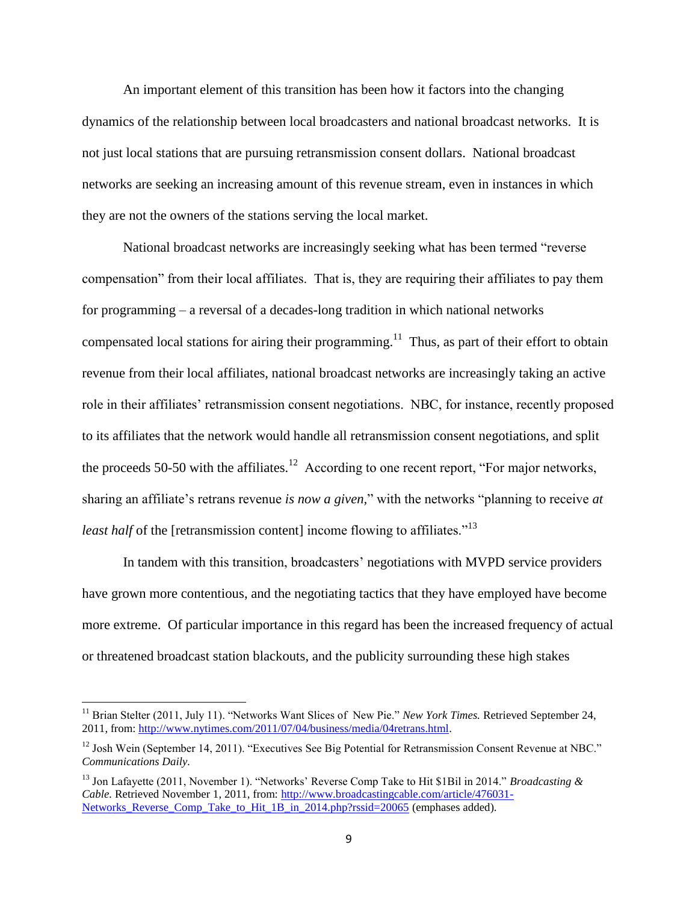An important element of this transition has been how it factors into the changing dynamics of the relationship between local broadcasters and national broadcast networks. It is not just local stations that are pursuing retransmission consent dollars. National broadcast networks are seeking an increasing amount of this revenue stream, even in instances in which they are not the owners of the stations serving the local market.

National broadcast networks are increasingly seeking what has been termed "reverse compensation" from their local affiliates. That is, they are requiring their affiliates to pay them for programming – a reversal of a decades-long tradition in which national networks compensated local stations for airing their programming.[11] Thus, as part of their effort to obtain revenue from their local affiliates, national broadcast networks are increasingly taking an active role in their affiliates' retransmission consent negotiations. NBC, for instance, recently proposed to its affiliates that the network would handle all retransmission consent negotiations, and split the proceeds 50-50 with the affiliates.[12] According to one recent report, "For major networks, sharing an affiliate's retrans revenue *is now a given,*" with the networks "planning to receive *at least half* of the [retransmission content] income flowing to affiliates."[13]

In tandem with this transition, broadcasters' negotiations with MVPD service providers have grown more contentious, and the negotiating tactics that they have employed have become more extreme. Of particular importance in this regard has been the increased frequency of actual or threatened broadcast station blackouts, and the publicity surrounding these high stakes

---

[11] Brian Stelter (2011, July 11). "Networks Want Slices of New Pie." *New York Times.* Retrieved September 24, 2011, from: http://www.nytimes.com/2011/07/04/business/media/04retrans.html.

[12] Josh Wein (September 14, 2011). "Executives See Big Potential for Retransmission Consent Revenue at NBC." *Communications Daily.*

[13] Jon Lafayette (2011, November 1). "Networks' Reverse Comp Take to Hit $1Bil in 2014." *Broadcasting & Cable.* Retrieved November 1, 2011, from: http://www.broadcastingcable.com/article/476031-Networks_Reverse_Comp_Take_to_Hit_1B_in_2014.php?rssid=20065 (emphases added).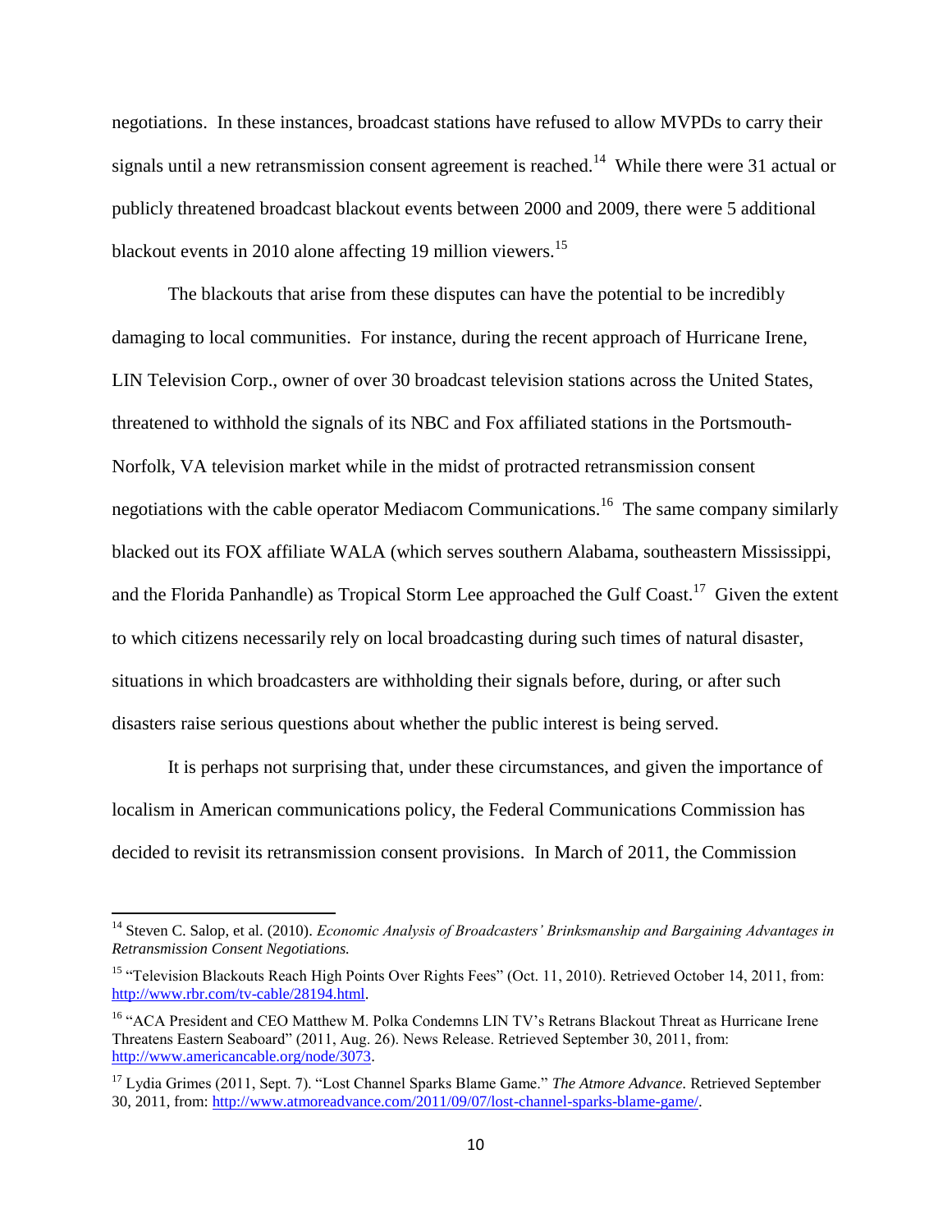negotiations. In these instances, broadcast stations have refused to allow MVPDs to carry their signals until a new retransmission consent agreement is reached.[14] While there were 31 actual or publicly threatened broadcast blackout events between 2000 and 2009, there were 5 additional blackout events in 2010 alone affecting 19 million viewers.[15]

The blackouts that arise from these disputes can have the potential to be incredibly damaging to local communities. For instance, during the recent approach of Hurricane Irene, LIN Television Corp., owner of over 30 broadcast television stations across the United States, threatened to withhold the signals of its NBC and Fox affiliated stations in the Portsmouth-Norfolk, VA television market while in the midst of protracted retransmission consent negotiations with the cable operator Mediacom Communications.[16] The same company similarly blacked out its FOX affiliate WALA (which serves southern Alabama, southeastern Mississippi, and the Florida Panhandle) as Tropical Storm Lee approached the Gulf Coast.[17] Given the extent to which citizens necessarily rely on local broadcasting during such times of natural disaster, situations in which broadcasters are withholding their signals before, during, or after such disasters raise serious questions about whether the public interest is being served.

It is perhaps not surprising that, under these circumstances, and given the importance of localism in American communications policy, the Federal Communications Commission has decided to revisit its retransmission consent provisions. In March of 2011, the Commission

---

[14] Steven C. Salop, et al. (2010). *Economic Analysis of Broadcasters' Brinksmanship and Bargaining Advantages in Retransmission Consent Negotiations.*

[15] "Television Blackouts Reach High Points Over Rights Fees" (Oct. 11, 2010). Retrieved October 14, 2011, from: http://www.rbr.com/tv-cable/28194.html.

[16] "ACA President and CEO Matthew M. Polka Condemns LIN TV's Retrans Blackout Threat as Hurricane Irene Threatens Eastern Seaboard" (2011, Aug. 26). News Release. Retrieved September 30, 2011, from: http://www.americancable.org/node/3073.

[17] Lydia Grimes (2011, Sept. 7). "Lost Channel Sparks Blame Game." *The Atmore Advance.* Retrieved September 30, 2011, from: http://www.atmoreadvance.com/2011/09/07/lost-channel-sparks-blame-game/.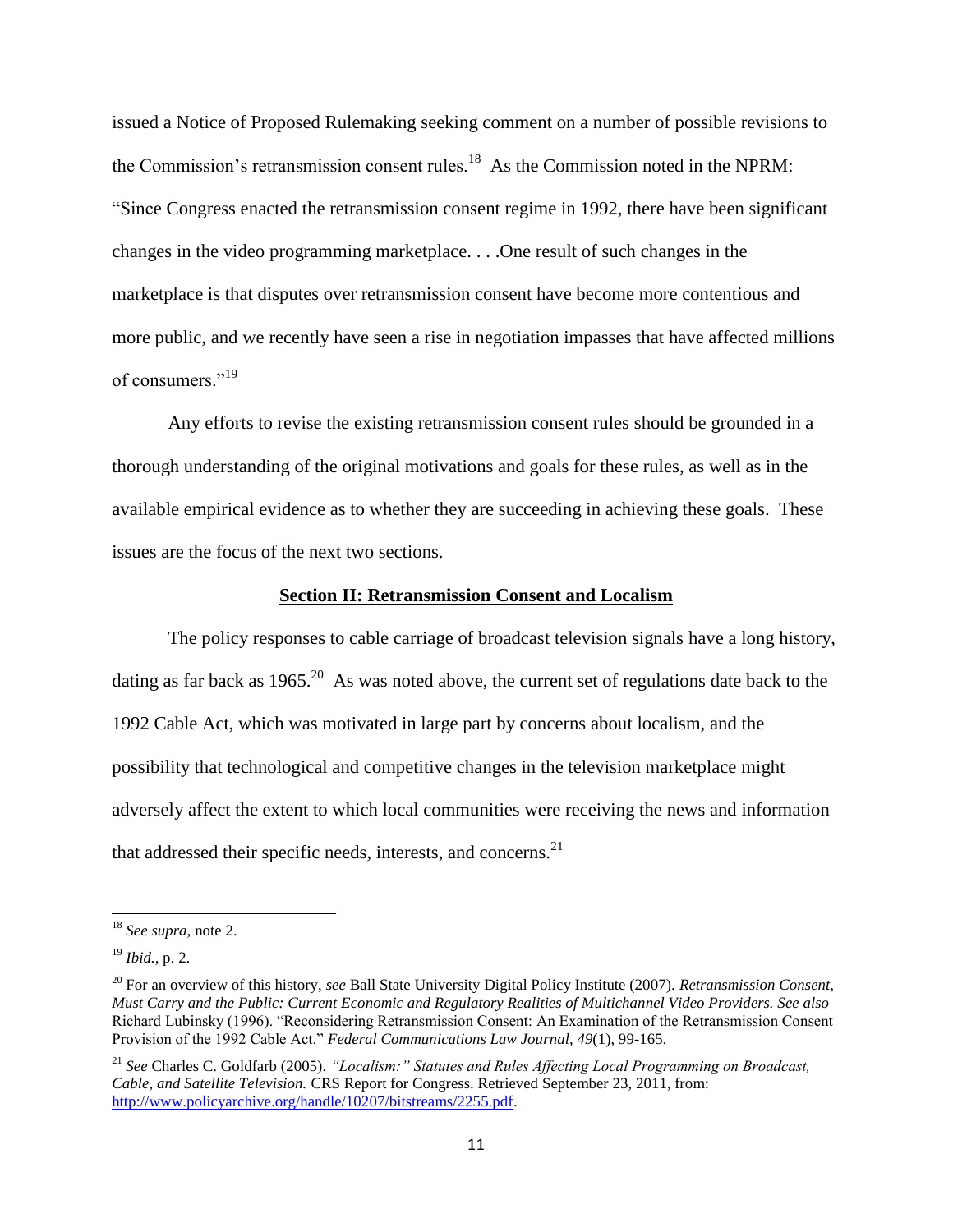issued a Notice of Proposed Rulemaking seeking comment on a number of possible revisions to the Commission's retransmission consent rules.[18] As the Commission noted in the NPRM: "Since Congress enacted the retransmission consent regime in 1992, there have been significant changes in the video programming marketplace. . . .One result of such changes in the marketplace is that disputes over retransmission consent have become more contentious and more public, and we recently have seen a rise in negotiation impasses that have affected millions of consumers."[19]

Any efforts to revise the existing retransmission consent rules should be grounded in a thorough understanding of the original motivations and goals for these rules, as well as in the available empirical evidence as to whether they are succeeding in achieving these goals. These issues are the focus of the next two sections.

## Section II: Retransmission Consent and Localism

The policy responses to cable carriage of broadcast television signals have a long history, dating as far back as 1965.[20] As was noted above, the current set of regulations date back to the 1992 Cable Act, which was motivated in large part by concerns about localism, and the possibility that technological and competitive changes in the television marketplace might adversely affect the extent to which local communities were receiving the news and information that addressed their specific needs, interests, and concerns.[21]

---

[18] *See supra,* note 2.

[19] *Ibid.,* p. 2.

[20] For an overview of this history, *see* Ball State University Digital Policy Institute (2007). *Retransmission Consent, Must Carry and the Public: Current Economic and Regulatory Realities of Multichannel Video Providers. See also* Richard Lubinsky (1996). "Reconsidering Retransmission Consent: An Examination of the Retransmission Consent Provision of the 1992 Cable Act." *Federal Communications Law Journal, 49*(1), 99-165.

[21] *See* Charles C. Goldfarb (2005). *"Localism:" Statutes and Rules Affecting Local Programming on Broadcast, Cable, and Satellite Television.* CRS Report for Congress. Retrieved September 23, 2011, from: http://www.policyarchive.org/handle/10207/bitstreams/2255.pdf.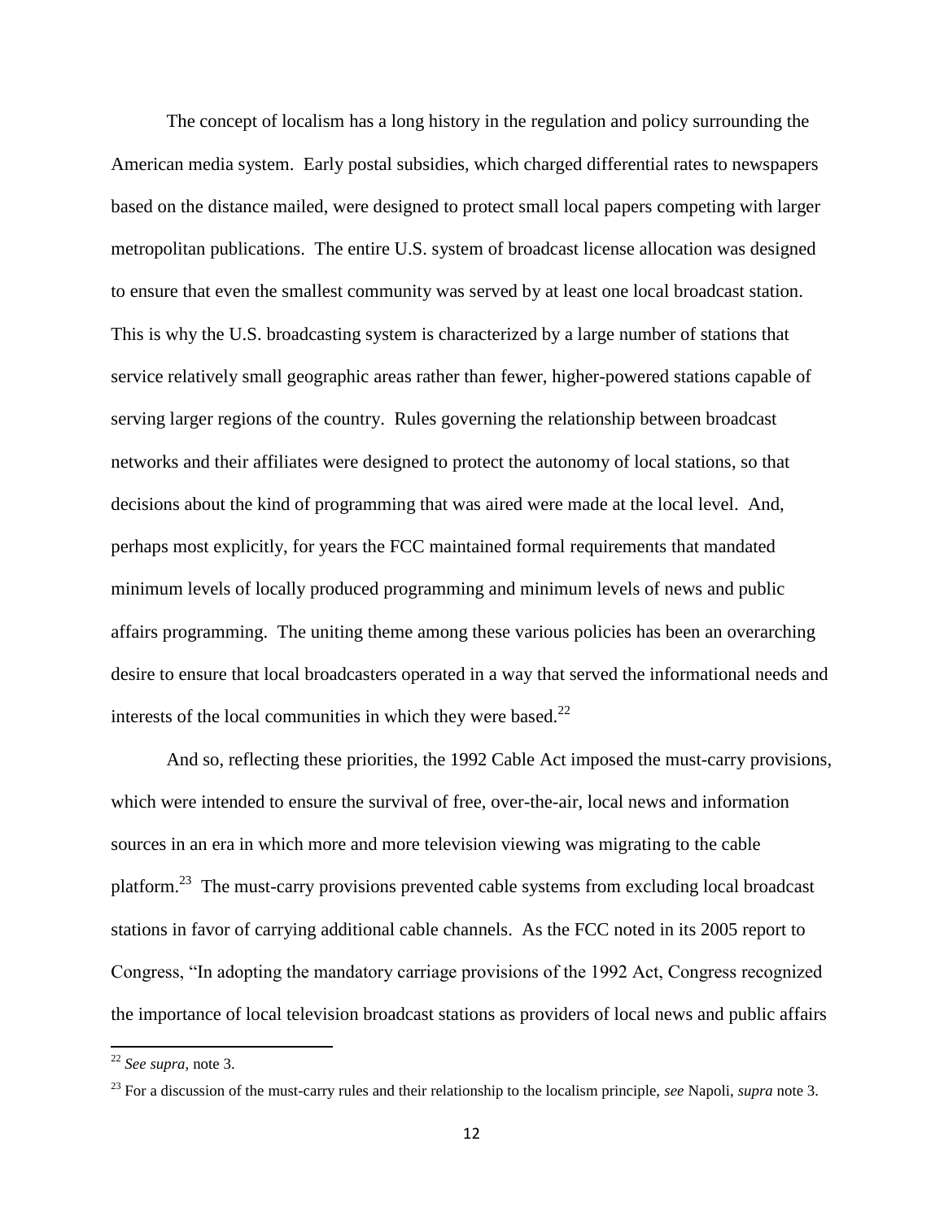The concept of localism has a long history in the regulation and policy surrounding the American media system. Early postal subsidies, which charged differential rates to newspapers based on the distance mailed, were designed to protect small local papers competing with larger metropolitan publications. The entire U.S. system of broadcast license allocation was designed to ensure that even the smallest community was served by at least one local broadcast station. This is why the U.S. broadcasting system is characterized by a large number of stations that service relatively small geographic areas rather than fewer, higher-powered stations capable of serving larger regions of the country. Rules governing the relationship between broadcast networks and their affiliates were designed to protect the autonomy of local stations, so that decisions about the kind of programming that was aired were made at the local level. And, perhaps most explicitly, for years the FCC maintained formal requirements that mandated minimum levels of locally produced programming and minimum levels of news and public affairs programming. The uniting theme among these various policies has been an overarching desire to ensure that local broadcasters operated in a way that served the informational needs and interests of the local communities in which they were based.[22]

And so, reflecting these priorities, the 1992 Cable Act imposed the must-carry provisions, which were intended to ensure the survival of free, over-the-air, local news and information sources in an era in which more and more television viewing was migrating to the cable platform.[23] The must-carry provisions prevented cable systems from excluding local broadcast stations in favor of carrying additional cable channels. As the FCC noted in its 2005 report to Congress, "In adopting the mandatory carriage provisions of the 1992 Act, Congress recognized the importance of local television broadcast stations as providers of local news and public affairs

---

[22] *See supra,* note 3.

[23] For a discussion of the must-carry rules and their relationship to the localism principle, *see* Napoli, *supra* note 3.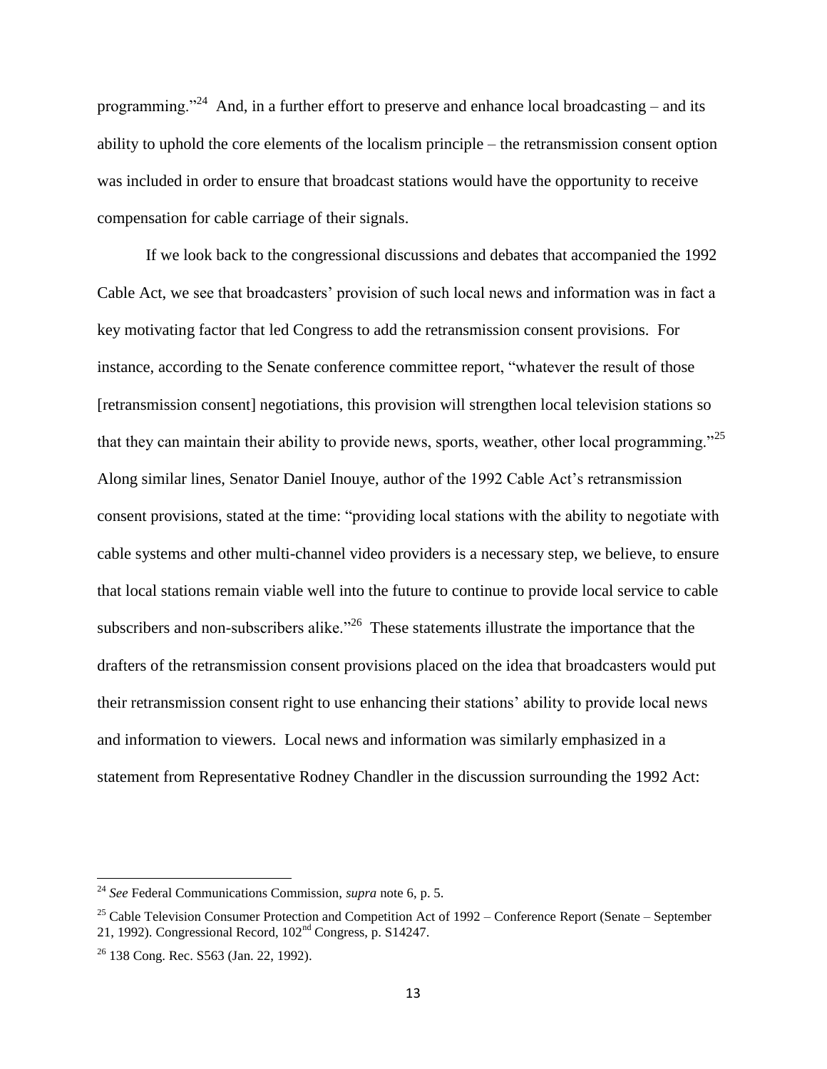programming."[24] And, in a further effort to preserve and enhance local broadcasting – and its ability to uphold the core elements of the localism principle – the retransmission consent option was included in order to ensure that broadcast stations would have the opportunity to receive compensation for cable carriage of their signals.

If we look back to the congressional discussions and debates that accompanied the 1992 Cable Act, we see that broadcasters' provision of such local news and information was in fact a key motivating factor that led Congress to add the retransmission consent provisions. For instance, according to the Senate conference committee report, "whatever the result of those [retransmission consent] negotiations, this provision will strengthen local television stations so that they can maintain their ability to provide news, sports, weather, other local programming."[25] Along similar lines, Senator Daniel Inouye, author of the 1992 Cable Act's retransmission consent provisions, stated at the time: "providing local stations with the ability to negotiate with cable systems and other multi-channel video providers is a necessary step, we believe, to ensure that local stations remain viable well into the future to continue to provide local service to cable subscribers and non-subscribers alike."[26] These statements illustrate the importance that the drafters of the retransmission consent provisions placed on the idea that broadcasters would put their retransmission consent right to use enhancing their stations' ability to provide local news and information to viewers. Local news and information was similarly emphasized in a statement from Representative Rodney Chandler in the discussion surrounding the 1992 Act:

---

[24] *See* Federal Communications Commission, *supra* note 6, p. 5.

[25] Cable Television Consumer Protection and Competition Act of 1992 – Conference Report (Senate – September 21, 1992). Congressional Record, 102nd Congress, p. S14247.

[26] 138 Cong. Rec. S563 (Jan. 22, 1992).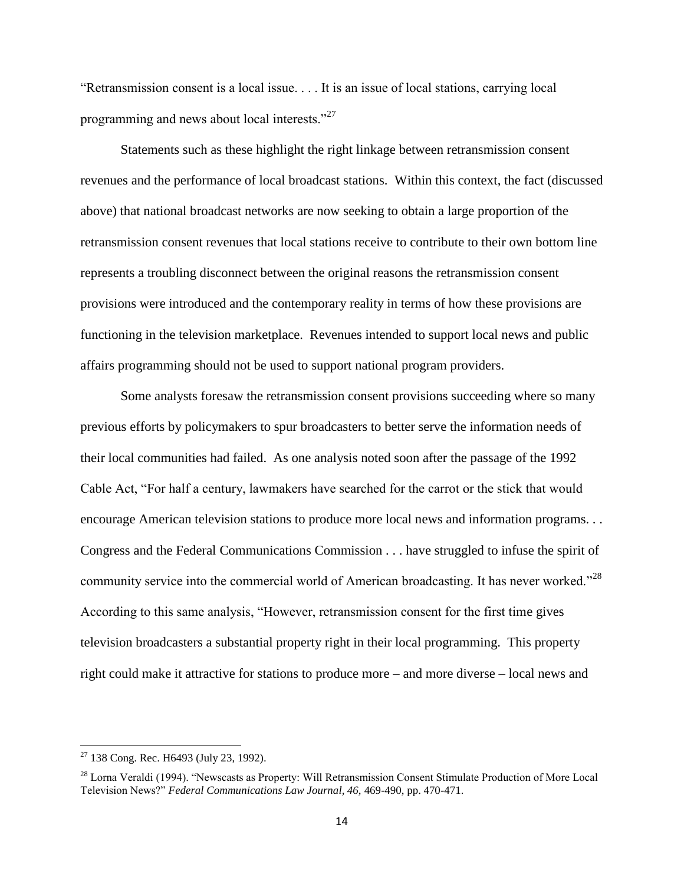"Retransmission consent is a local issue. . . . It is an issue of local stations, carrying local programming and news about local interests."[27]

Statements such as these highlight the right linkage between retransmission consent revenues and the performance of local broadcast stations. Within this context, the fact (discussed above) that national broadcast networks are now seeking to obtain a large proportion of the retransmission consent revenues that local stations receive to contribute to their own bottom line represents a troubling disconnect between the original reasons the retransmission consent provisions were introduced and the contemporary reality in terms of how these provisions are functioning in the television marketplace. Revenues intended to support local news and public affairs programming should not be used to support national program providers.

Some analysts foresaw the retransmission consent provisions succeeding where so many previous efforts by policymakers to spur broadcasters to better serve the information needs of their local communities had failed. As one analysis noted soon after the passage of the 1992 Cable Act, "For half a century, lawmakers have searched for the carrot or the stick that would encourage American television stations to produce more local news and information programs. . . Congress and the Federal Communications Commission . . . have struggled to infuse the spirit of community service into the commercial world of American broadcasting. It has never worked."[28] According to this same analysis, "However, retransmission consent for the first time gives television broadcasters a substantial property right in their local programming. This property right could make it attractive for stations to produce more – and more diverse – local news and

---

[27] 138 Cong. Rec. H6493 (July 23, 1992).

[28] Lorna Veraldi (1994). "Newscasts as Property: Will Retransmission Consent Stimulate Production of More Local Television News?" *Federal Communications Law Journal, 46,* 469-490, pp. 470-471.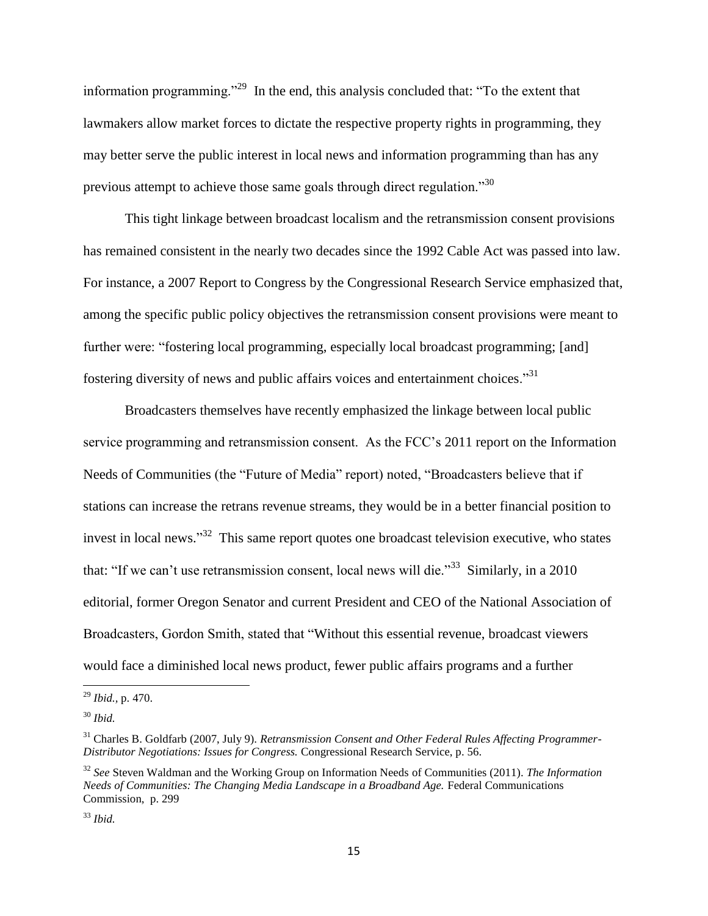information programming."[29] In the end, this analysis concluded that: "To the extent that lawmakers allow market forces to dictate the respective property rights in programming, they may better serve the public interest in local news and information programming than has any previous attempt to achieve those same goals through direct regulation."[30]

This tight linkage between broadcast localism and the retransmission consent provisions has remained consistent in the nearly two decades since the 1992 Cable Act was passed into law. For instance, a 2007 Report to Congress by the Congressional Research Service emphasized that, among the specific public policy objectives the retransmission consent provisions were meant to further were: "fostering local programming, especially local broadcast programming; [and] fostering diversity of news and public affairs voices and entertainment choices."[31]

Broadcasters themselves have recently emphasized the linkage between local public service programming and retransmission consent. As the FCC's 2011 report on the Information Needs of Communities (the "Future of Media" report) noted, "Broadcasters believe that if stations can increase the retrans revenue streams, they would be in a better financial position to invest in local news."[32] This same report quotes one broadcast television executive, who states that: "If we can't use retransmission consent, local news will die."[33] Similarly, in a 2010 editorial, former Oregon Senator and current President and CEO of the National Association of Broadcasters, Gordon Smith, stated that "Without this essential revenue, broadcast viewers would face a diminished local news product, fewer public affairs programs and a further

---

[29] *Ibid.,* p. 470.

[30] *Ibid.*

[31] Charles B. Goldfarb (2007, July 9). *Retransmission Consent and Other Federal Rules Affecting Programmer-Distributor Negotiations: Issues for Congress.* Congressional Research Service, p. 56.

[32] *See* Steven Waldman and the Working Group on Information Needs of Communities (2011). *The Information Needs of Communities: The Changing Media Landscape in a Broadband Age.* Federal Communications Commission, p. 299

[33] *Ibid.*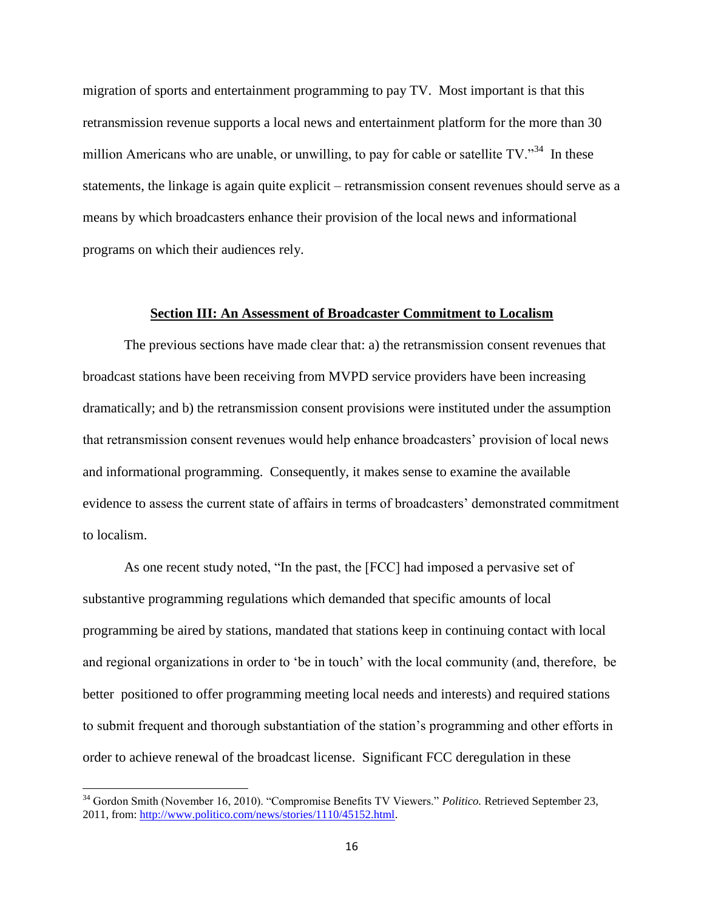migration of sports and entertainment programming to pay TV. Most important is that this retransmission revenue supports a local news and entertainment platform for the more than 30 million Americans who are unable, or unwilling, to pay for cable or satellite TV."[34] In these statements, the linkage is again quite explicit – retransmission consent revenues should serve as a means by which broadcasters enhance their provision of the local news and informational programs on which their audiences rely.

## Section III: An Assessment of Broadcaster Commitment to Localism

The previous sections have made clear that: a) the retransmission consent revenues that broadcast stations have been receiving from MVPD service providers have been increasing dramatically; and b) the retransmission consent provisions were instituted under the assumption that retransmission consent revenues would help enhance broadcasters' provision of local news and informational programming. Consequently, it makes sense to examine the available evidence to assess the current state of affairs in terms of broadcasters' demonstrated commitment to localism.

As one recent study noted, "In the past, the [FCC] had imposed a pervasive set of substantive programming regulations which demanded that specific amounts of local programming be aired by stations, mandated that stations keep in continuing contact with local and regional organizations in order to 'be in touch' with the local community (and, therefore, be better positioned to offer programming meeting local needs and interests) and required stations to submit frequent and thorough substantiation of the station's programming and other efforts in order to achieve renewal of the broadcast license. Significant FCC deregulation in these

[34] Gordon Smith (November 16, 2010). "Compromise Benefits TV Viewers." *Politico.* Retrieved September 23, 2011, from: http://www.politico.com/news/stories/1110/45152.html.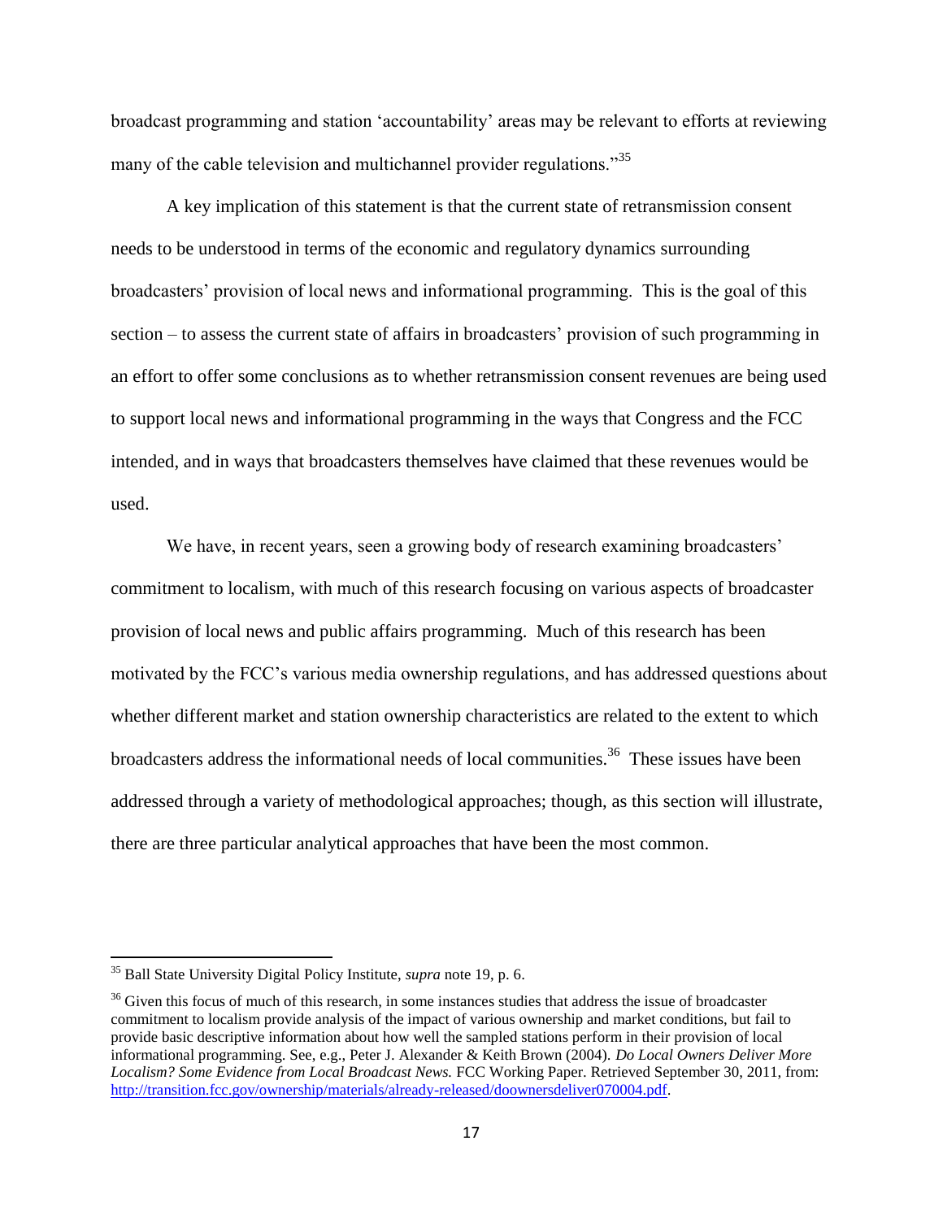broadcast programming and station 'accountability' areas may be relevant to efforts at reviewing many of the cable television and multichannel provider regulations."[35]

A key implication of this statement is that the current state of retransmission consent needs to be understood in terms of the economic and regulatory dynamics surrounding broadcasters' provision of local news and informational programming. This is the goal of this section – to assess the current state of affairs in broadcasters' provision of such programming in an effort to offer some conclusions as to whether retransmission consent revenues are being used to support local news and informational programming in the ways that Congress and the FCC intended, and in ways that broadcasters themselves have claimed that these revenues would be used.

We have, in recent years, seen a growing body of research examining broadcasters' commitment to localism, with much of this research focusing on various aspects of broadcaster provision of local news and public affairs programming. Much of this research has been motivated by the FCC's various media ownership regulations, and has addressed questions about whether different market and station ownership characteristics are related to the extent to which broadcasters address the informational needs of local communities.[36] These issues have been addressed through a variety of methodological approaches; though, as this section will illustrate, there are three particular analytical approaches that have been the most common.

---

[35] Ball State University Digital Policy Institute, *supra* note 19, p. 6.

[36] Given this focus of much of this research, in some instances studies that address the issue of broadcaster commitment to localism provide analysis of the impact of various ownership and market conditions, but fail to provide basic descriptive information about how well the sampled stations perform in their provision of local informational programming. See, e.g., Peter J. Alexander & Keith Brown (2004). *Do Local Owners Deliver More Localism? Some Evidence from Local Broadcast News.* FCC Working Paper. Retrieved September 30, 2011, from: http://transition.fcc.gov/ownership/materials/already-released/doownersdeliver070004.pdf.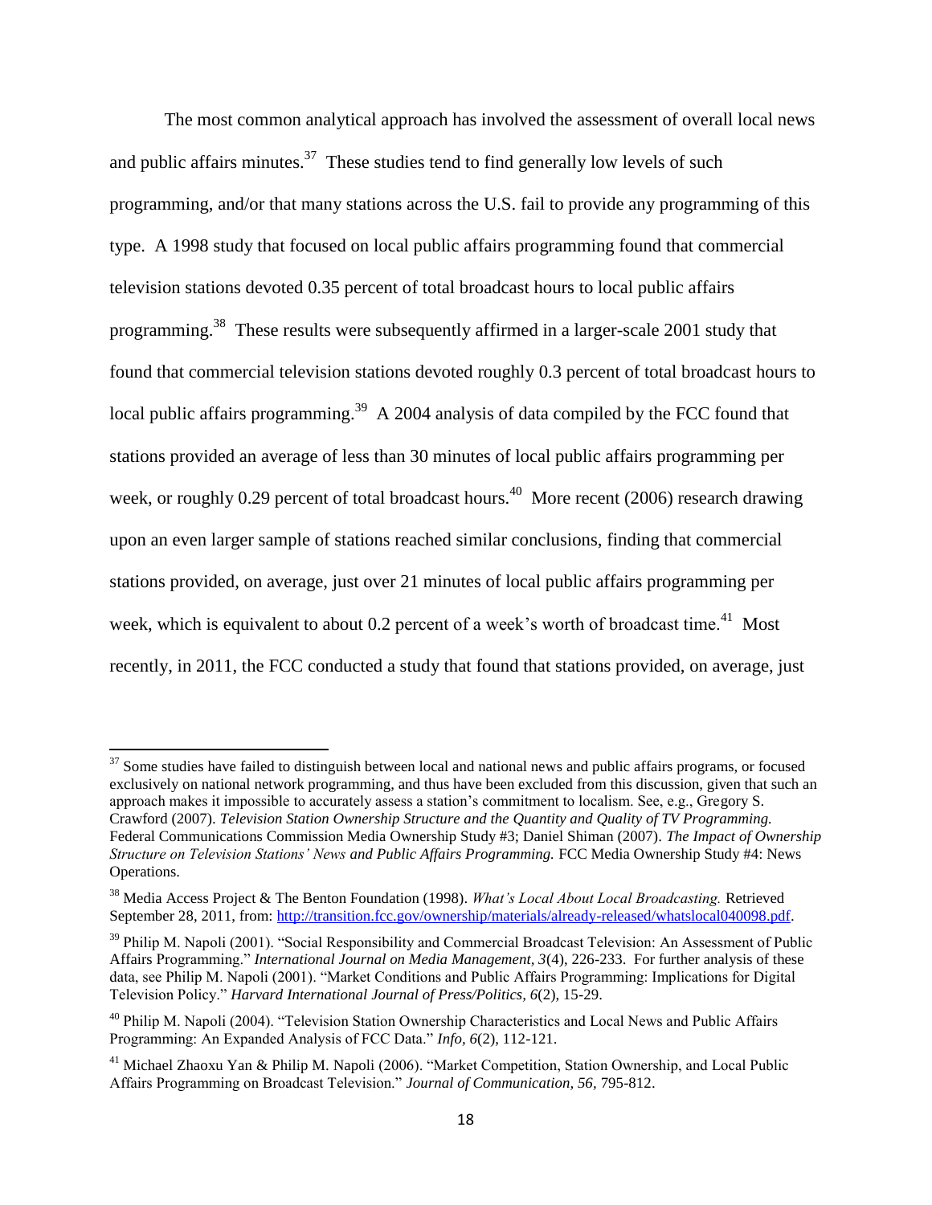The most common analytical approach has involved the assessment of overall local news and public affairs minutes.[37] These studies tend to find generally low levels of such programming, and/or that many stations across the U.S. fail to provide any programming of this type. A 1998 study that focused on local public affairs programming found that commercial television stations devoted 0.35 percent of total broadcast hours to local public affairs programming.[38] These results were subsequently affirmed in a larger-scale 2001 study that found that commercial television stations devoted roughly 0.3 percent of total broadcast hours to local public affairs programming.[39] A 2004 analysis of data compiled by the FCC found that stations provided an average of less than 30 minutes of local public affairs programming per week, or roughly 0.29 percent of total broadcast hours.[40] More recent (2006) research drawing upon an even larger sample of stations reached similar conclusions, finding that commercial stations provided, on average, just over 21 minutes of local public affairs programming per week, which is equivalent to about 0.2 percent of a week's worth of broadcast time.[41] Most recently, in 2011, the FCC conducted a study that found that stations provided, on average, just

---

[37] Some studies have failed to distinguish between local and national news and public affairs programs, or focused exclusively on national network programming, and thus have been excluded from this discussion, given that such an approach makes it impossible to accurately assess a station's commitment to localism. See, e.g., Gregory S. Crawford (2007). *Television Station Ownership Structure and the Quantity and Quality of TV Programming.* Federal Communications Commission Media Ownership Study #3; Daniel Shiman (2007). *The Impact of Ownership Structure on Television Stations' News and Public Affairs Programming.* FCC Media Ownership Study #4: News Operations.

[38] Media Access Project & The Benton Foundation (1998). *What's Local About Local Broadcasting.* Retrieved September 28, 2011, from: http://transition.fcc.gov/ownership/materials/already-released/whatslocal040098.pdf.

[39] Philip M. Napoli (2001). "Social Responsibility and Commercial Broadcast Television: An Assessment of Public Affairs Programming." *International Journal on Media Management, 3*(4), 226-233. For further analysis of these data, see Philip M. Napoli (2001). "Market Conditions and Public Affairs Programming: Implications for Digital Television Policy." *Harvard International Journal of Press/Politics, 6*(2), 15-29.

[40] Philip M. Napoli (2004). "Television Station Ownership Characteristics and Local News and Public Affairs Programming: An Expanded Analysis of FCC Data." *Info, 6*(2), 112-121.

[41] Michael Zhaoxu Yan & Philip M. Napoli (2006). "Market Competition, Station Ownership, and Local Public Affairs Programming on Broadcast Television." *Journal of Communication, 56,* 795-812.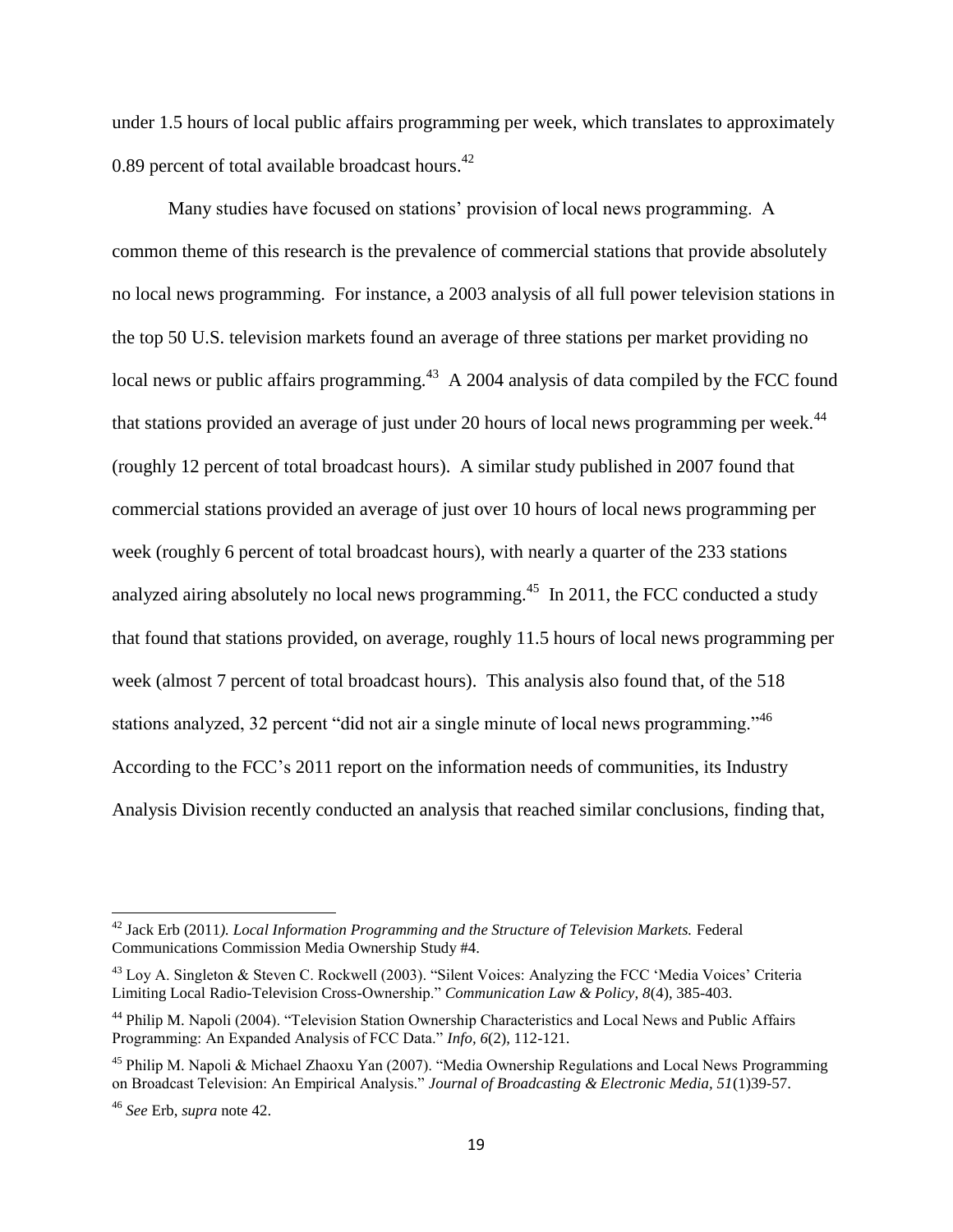under 1.5 hours of local public affairs programming per week, which translates to approximately 0.89 percent of total available broadcast hours.[42]

Many studies have focused on stations' provision of local news programming. A common theme of this research is the prevalence of commercial stations that provide absolutely no local news programming. For instance, a 2003 analysis of all full power television stations in the top 50 U.S. television markets found an average of three stations per market providing no local news or public affairs programming.[43] A 2004 analysis of data compiled by the FCC found that stations provided an average of just under 20 hours of local news programming per week.[44] (roughly 12 percent of total broadcast hours). A similar study published in 2007 found that commercial stations provided an average of just over 10 hours of local news programming per week (roughly 6 percent of total broadcast hours), with nearly a quarter of the 233 stations analyzed airing absolutely no local news programming.[45] In 2011, the FCC conducted a study that found that stations provided, on average, roughly 11.5 hours of local news programming per week (almost 7 percent of total broadcast hours). This analysis also found that, of the 518 stations analyzed, 32 percent "did not air a single minute of local news programming."[46] According to the FCC's 2011 report on the information needs of communities, its Industry Analysis Division recently conducted an analysis that reached similar conclusions, finding that,

---

[42] Jack Erb (2011*). Local Information Programming and the Structure of Television Markets.* Federal Communications Commission Media Ownership Study #4.

[43] Loy A. Singleton & Steven C. Rockwell (2003). "Silent Voices: Analyzing the FCC 'Media Voices' Criteria Limiting Local Radio-Television Cross-Ownership." *Communication Law & Policy, 8*(4), 385-403.

[44] Philip M. Napoli (2004). "Television Station Ownership Characteristics and Local News and Public Affairs Programming: An Expanded Analysis of FCC Data." *Info, 6*(2), 112-121.

[45] Philip M. Napoli & Michael Zhaoxu Yan (2007). "Media Ownership Regulations and Local News Programming on Broadcast Television: An Empirical Analysis." *Journal of Broadcasting & Electronic Media, 51*(1)39-57.

[46] *See* Erb, *supra* note 42.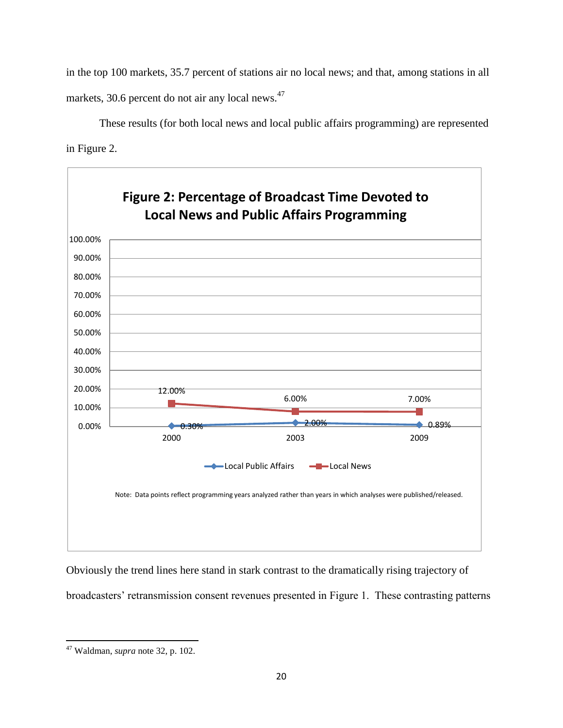in the top 100 markets, 35.7 percent of stations air no local news; and that, among stations in all markets, 30.6 percent do not air any local news.[47]

These results (for both local news and local public affairs programming) are represented in Figure 2.

**Figure 2: Percentage of Broadcast Time Devoted to Local News and Public Affairs Programming**

| Year | Local Public Affairs | Local News |
|---|---|---|
| 2000 | 0.30% | 12.00% |
| 2003 | 2.00% | 6.00% |
| 2009 | 0.89% | 7.00% |

Note: Data points reflect programming years analyzed rather than years in which analyses were published/released.

Obviously the trend lines here stand in stark contrast to the dramatically rising trajectory of broadcasters' retransmission consent revenues presented in Figure 1. These contrasting patterns

---

[47] Waldman, *supra* note 32, p. 102.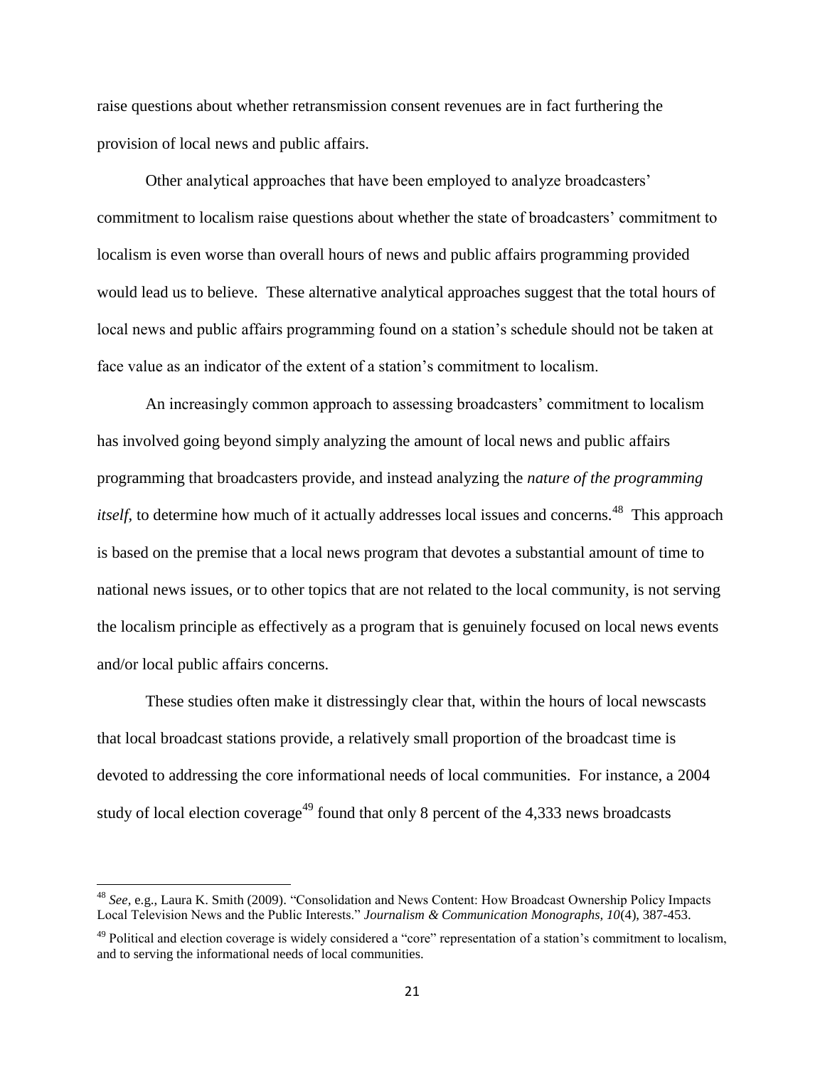raise questions about whether retransmission consent revenues are in fact furthering the provision of local news and public affairs.

Other analytical approaches that have been employed to analyze broadcasters' commitment to localism raise questions about whether the state of broadcasters' commitment to localism is even worse than overall hours of news and public affairs programming provided would lead us to believe. These alternative analytical approaches suggest that the total hours of local news and public affairs programming found on a station's schedule should not be taken at face value as an indicator of the extent of a station's commitment to localism.

An increasingly common approach to assessing broadcasters' commitment to localism has involved going beyond simply analyzing the amount of local news and public affairs programming that broadcasters provide, and instead analyzing the *nature of the programming itself*, to determine how much of it actually addresses local issues and concerns.[48] This approach is based on the premise that a local news program that devotes a substantial amount of time to national news issues, or to other topics that are not related to the local community, is not serving the localism principle as effectively as a program that is genuinely focused on local news events and/or local public affairs concerns.

These studies often make it distressingly clear that, within the hours of local newscasts that local broadcast stations provide, a relatively small proportion of the broadcast time is devoted to addressing the core informational needs of local communities. For instance, a 2004 study of local election coverage[49] found that only 8 percent of the 4,333 news broadcasts

---

[48] *See*, e.g., Laura K. Smith (2009). "Consolidation and News Content: How Broadcast Ownership Policy Impacts Local Television News and the Public Interests." *Journalism & Communication Monographs, 10*(4), 387-453.

[49] Political and election coverage is widely considered a "core" representation of a station's commitment to localism, and to serving the informational needs of local communities.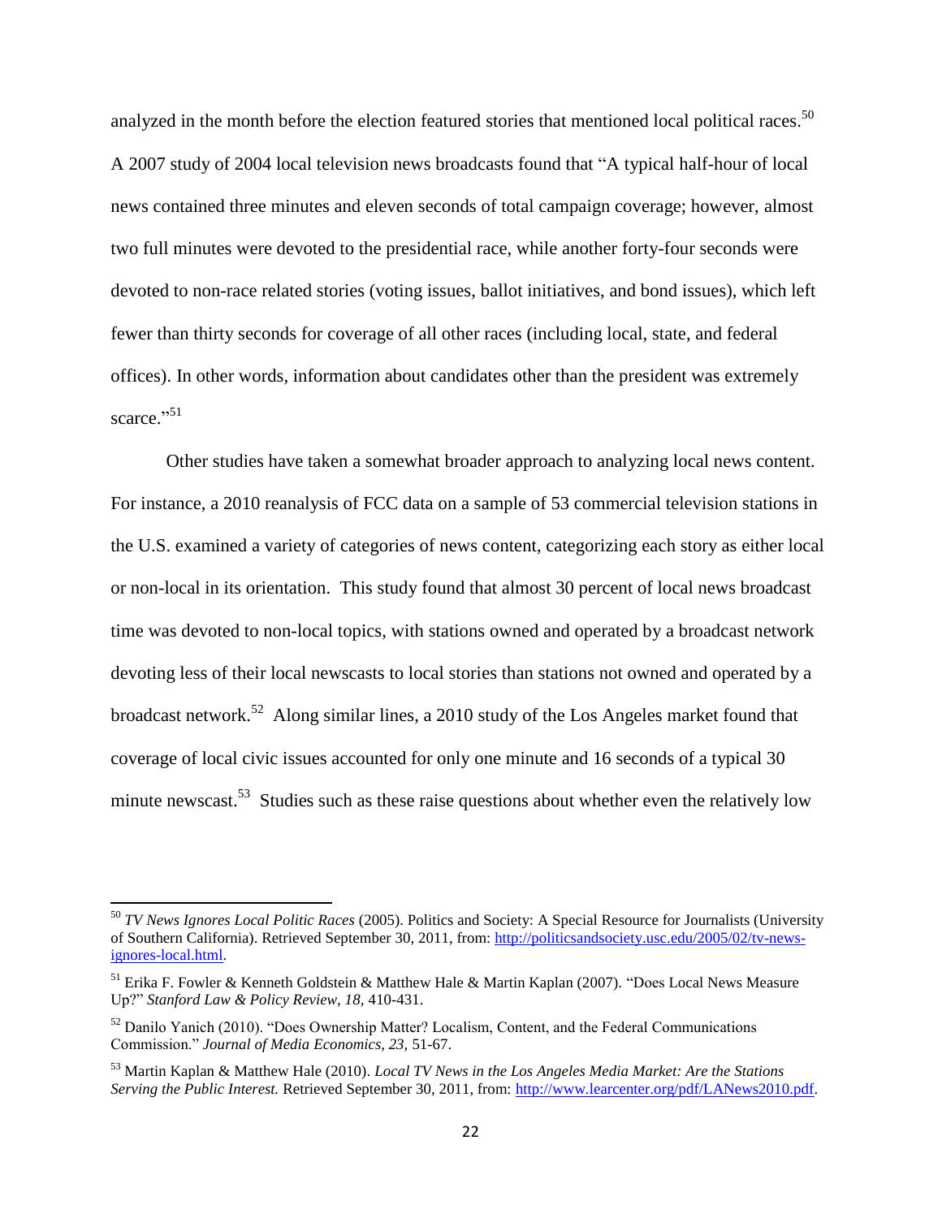analyzed in the month before the election featured stories that mentioned local political races.[50] A 2007 study of 2004 local television news broadcasts found that "A typical half-hour of local news contained three minutes and eleven seconds of total campaign coverage; however, almost two full minutes were devoted to the presidential race, while another forty-four seconds were devoted to non-race related stories (voting issues, ballot initiatives, and bond issues), which left fewer than thirty seconds for coverage of all other races (including local, state, and federal offices). In other words, information about candidates other than the president was extremely scarce."[51]

Other studies have taken a somewhat broader approach to analyzing local news content. For instance, a 2010 reanalysis of FCC data on a sample of 53 commercial television stations in the U.S. examined a variety of categories of news content, categorizing each story as either local or non-local in its orientation. This study found that almost 30 percent of local news broadcast time was devoted to non-local topics, with stations owned and operated by a broadcast network devoting less of their local newscasts to local stories than stations not owned and operated by a broadcast network.[52] Along similar lines, a 2010 study of the Los Angeles market found that coverage of local civic issues accounted for only one minute and 16 seconds of a typical 30 minute newscast.[53] Studies such as these raise questions about whether even the relatively low

---

[50] *TV News Ignores Local Politic Races* (2005). Politics and Society: A Special Resource for Journalists (University of Southern California). Retrieved September 30, 2011, from: http://politicsandsociety.usc.edu/2005/02/tv-news-ignores-local.html.

[51] Erika F. Fowler & Kenneth Goldstein & Matthew Hale & Martin Kaplan (2007). "Does Local News Measure Up?" *Stanford Law & Policy Review, 18,* 410-431.

[52] Danilo Yanich (2010). "Does Ownership Matter? Localism, Content, and the Federal Communications Commission." *Journal of Media Economics, 23,* 51-67.

[53] Martin Kaplan & Matthew Hale (2010). *Local TV News in the Los Angeles Media Market: Are the Stations Serving the Public Interest.* Retrieved September 30, 2011, from: http://www.learcenter.org/pdf/LANews2010.pdf.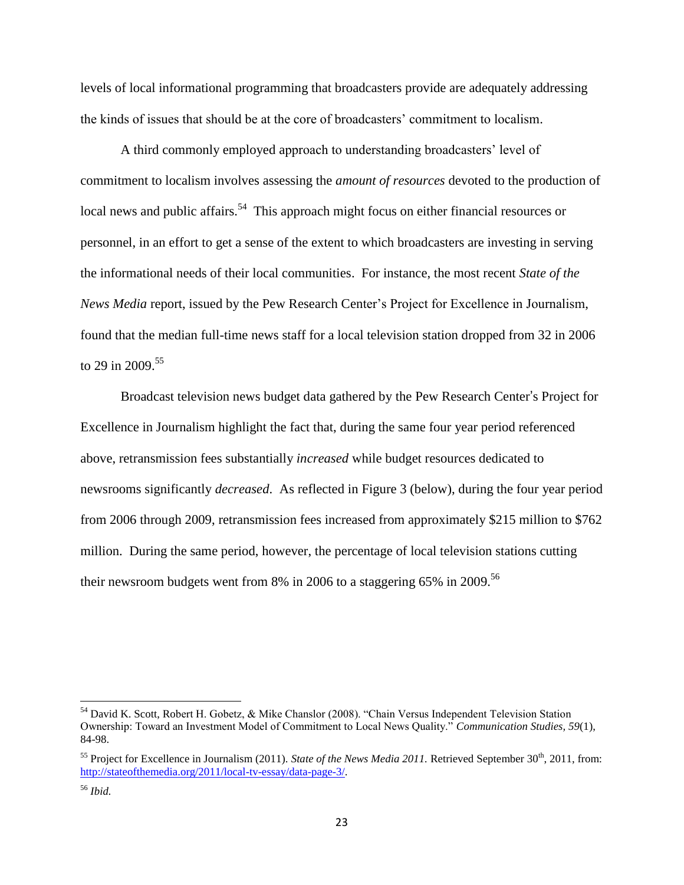levels of local informational programming that broadcasters provide are adequately addressing the kinds of issues that should be at the core of broadcasters' commitment to localism.

A third commonly employed approach to understanding broadcasters' level of commitment to localism involves assessing the *amount of resources* devoted to the production of local news and public affairs.[54] This approach might focus on either financial resources or personnel, in an effort to get a sense of the extent to which broadcasters are investing in serving the informational needs of their local communities. For instance, the most recent *State of the News Media* report, issued by the Pew Research Center's Project for Excellence in Journalism, found that the median full-time news staff for a local television station dropped from 32 in 2006 to 29 in 2009.[55]

Broadcast television news budget data gathered by the Pew Research Center's Project for Excellence in Journalism highlight the fact that, during the same four year period referenced above, retransmission fees substantially *increased* while budget resources dedicated to newsrooms significantly *decreased*. As reflected in Figure 3 (below), during the four year period from 2006 through 2009, retransmission fees increased from approximately $215 million to $762 million. During the same period, however, the percentage of local television stations cutting their newsroom budgets went from 8% in 2006 to a staggering 65% in 2009.[56]

---

[54] David K. Scott, Robert H. Gobetz, & Mike Chanslor (2008). "Chain Versus Independent Television Station Ownership: Toward an Investment Model of Commitment to Local News Quality." *Communication Studies, 59*(1), 84-98.

[55] Project for Excellence in Journalism (2011). *State of the News Media 2011.* Retrieved September 30th, 2011, from: http://stateofthemedia.org/2011/local-tv-essay/data-page-3/.

[56] *Ibid.*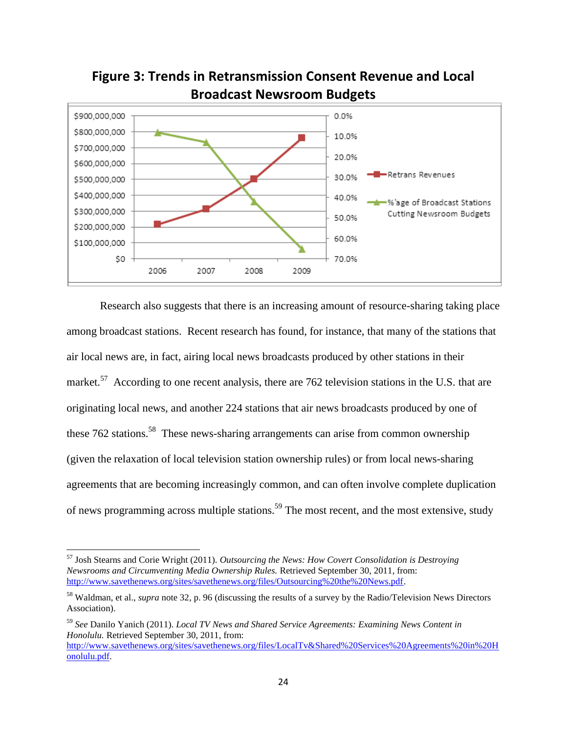## Figure 3: Trends in Retransmission Consent Revenue and Local Broadcast Newsroom Budgets

Research also suggests that there is an increasing amount of resource-sharing taking place among broadcast stations. Recent research has found, for instance, that many of the stations that air local news are, in fact, airing local news broadcasts produced by other stations in their market.[57] According to one recent analysis, there are 762 television stations in the U.S. that are originating local news, and another 224 stations that air news broadcasts produced by one of these 762 stations.[58] These news-sharing arrangements can arise from common ownership (given the relaxation of local television station ownership rules) or from local news-sharing agreements that are becoming increasingly common, and can often involve complete duplication of news programming across multiple stations.[59] The most recent, and the most extensive, study

---

[57] Josh Stearns and Corie Wright (2011). *Outsourcing the News: How Covert Consolidation is Destroying Newsrooms and Circumventing Media Ownership Rules.* Retrieved September 30, 2011, from: http://www.savethenews.org/sites/savethenews.org/files/Outsourcing%20the%20News.pdf.

[58] Waldman, et al., *supra* note 32, p. 96 (discussing the results of a survey by the Radio/Television News Directors Association).

[59] *See* Danilo Yanich (2011). *Local TV News and Shared Service Agreements: Examining News Content in Honolulu.* Retrieved September 30, 2011, from: http://www.savethenews.org/sites/savethenews.org/files/LocalTv&Shared%20Services%20Agreements%20in%20Honolulu.pdf.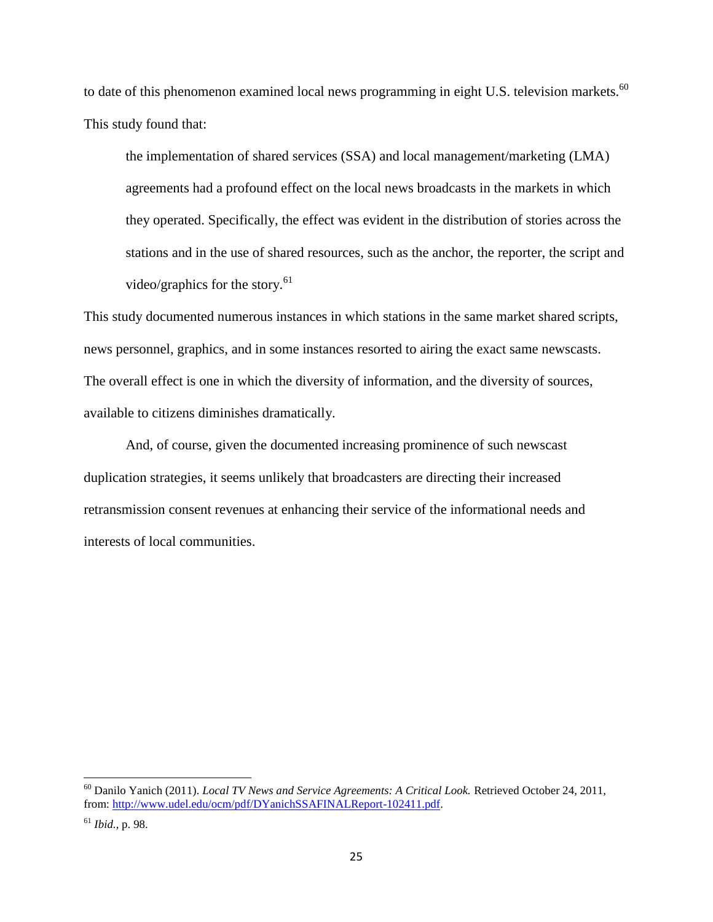to date of this phenomenon examined local news programming in eight U.S. television markets.[60] This study found that:

> the implementation of shared services (SSA) and local management/marketing (LMA) agreements had a profound effect on the local news broadcasts in the markets in which they operated. Specifically, the effect was evident in the distribution of stories across the stations and in the use of shared resources, such as the anchor, the reporter, the script and video/graphics for the story.[61]

This study documented numerous instances in which stations in the same market shared scripts, news personnel, graphics, and in some instances resorted to airing the exact same newscasts. The overall effect is one in which the diversity of information, and the diversity of sources, available to citizens diminishes dramatically.

And, of course, given the documented increasing prominence of such newscast duplication strategies, it seems unlikely that broadcasters are directing their increased retransmission consent revenues at enhancing their service of the informational needs and interests of local communities.

---

[60] Danilo Yanich (2011). *Local TV News and Service Agreements: A Critical Look.* Retrieved October 24, 2011, from: http://www.udel.edu/ocm/pdf/DYanichSSAFINALReport-102411.pdf.

[61] *Ibid.,* p. 98.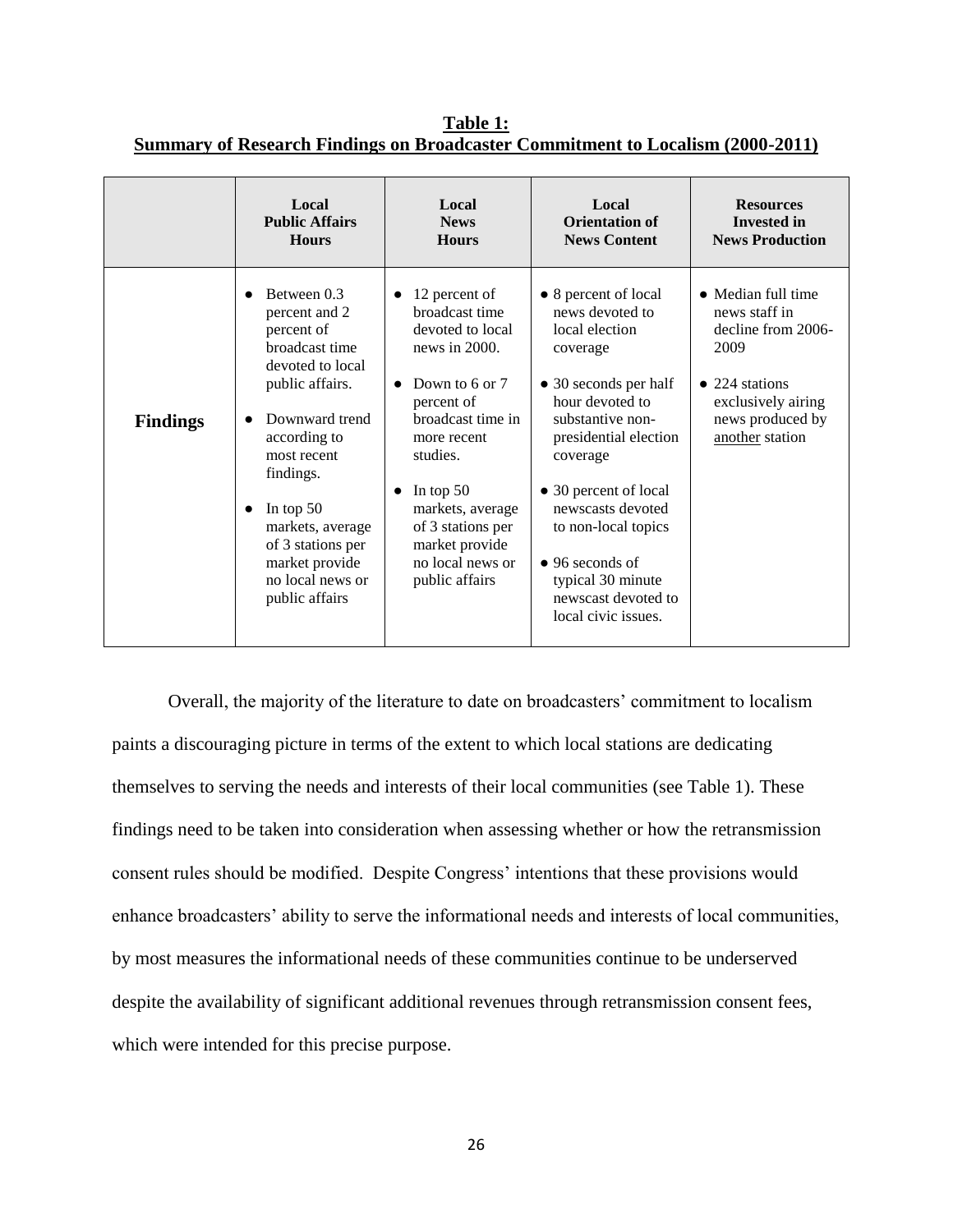**Table 1:**
**Summary of Research Findings on Broadcaster Commitment to Localism (2000-2011)**

| | Local Public Affairs Hours | Local News Hours | Local Orientation of News Content | Resources Invested in News Production |
|---|---|---|---|---|
| **Findings** | ● Between 0.3 percent and 2 percent of broadcast time devoted to local public affairs.<br>● Downward trend according to most recent findings.<br>● In top 50 markets, average of 3 stations per market provide no local news or public affairs | ● 12 percent of broadcast time devoted to local news in 2000.<br>● Down to 6 or 7 percent of broadcast time in more recent studies.<br>● In top 50 markets, average of 3 stations per market provide no local news or public affairs | ● 8 percent of local news devoted to local election coverage<br>● 30 seconds per half hour devoted to substantive non-presidential election coverage<br>● 30 percent of local newscasts devoted to non-local topics<br>● 96 seconds of typical 30 minute newscast devoted to local civic issues. | ● Median full time news staff in decline from 2006-2009<br>● 224 stations exclusively airing news produced by <u>another</u> station |

Overall, the majority of the literature to date on broadcasters' commitment to localism paints a discouraging picture in terms of the extent to which local stations are dedicating themselves to serving the needs and interests of their local communities (see Table 1). These findings need to be taken into consideration when assessing whether or how the retransmission consent rules should be modified. Despite Congress' intentions that these provisions would enhance broadcasters' ability to serve the informational needs and interests of local communities, by most measures the informational needs of these communities continue to be underserved despite the availability of significant additional revenues through retransmission consent fees, which were intended for this precise purpose.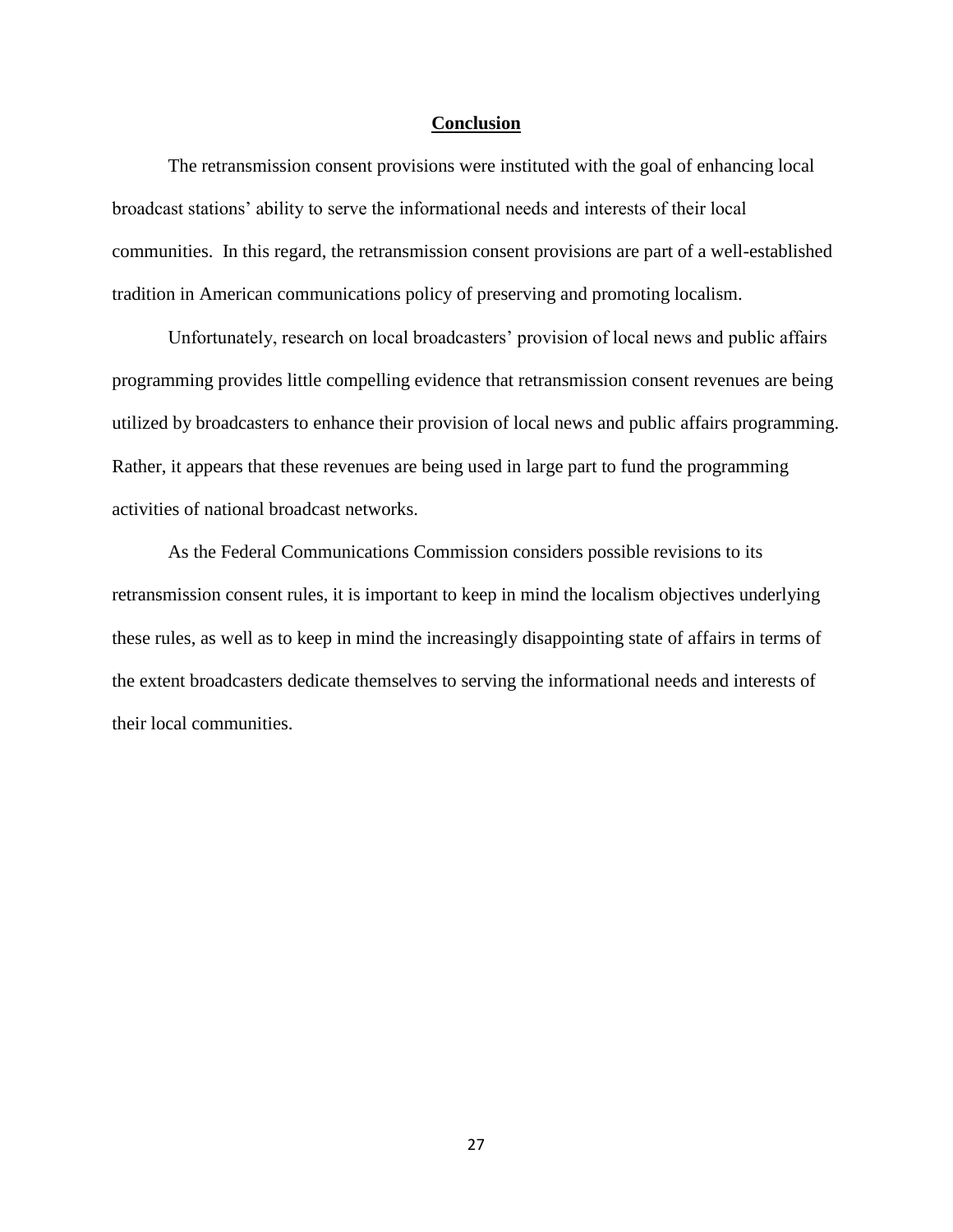## Conclusion

The retransmission consent provisions were instituted with the goal of enhancing local broadcast stations' ability to serve the informational needs and interests of their local communities. In this regard, the retransmission consent provisions are part of a well-established tradition in American communications policy of preserving and promoting localism.

Unfortunately, research on local broadcasters' provision of local news and public affairs programming provides little compelling evidence that retransmission consent revenues are being utilized by broadcasters to enhance their provision of local news and public affairs programming. Rather, it appears that these revenues are being used in large part to fund the programming activities of national broadcast networks.

As the Federal Communications Commission considers possible revisions to its retransmission consent rules, it is important to keep in mind the localism objectives underlying these rules, as well as to keep in mind the increasingly disappointing state of affairs in terms of the extent broadcasters dedicate themselves to serving the informational needs and interests of their local communities.